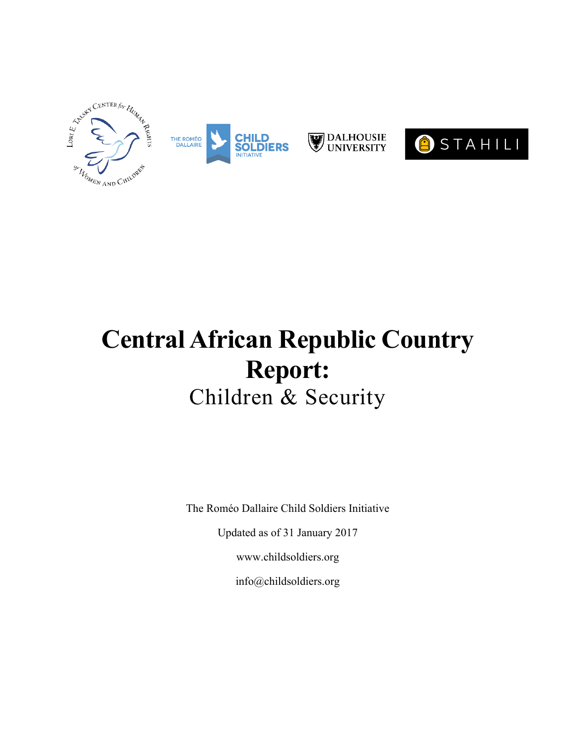# Central African Republic Country Report:

## Children & Security

The Roméo Dallaire Child Soldiers Initiative

Updated as of 31 January 2017

www.childsoldiers.org

info@childsoldiers.org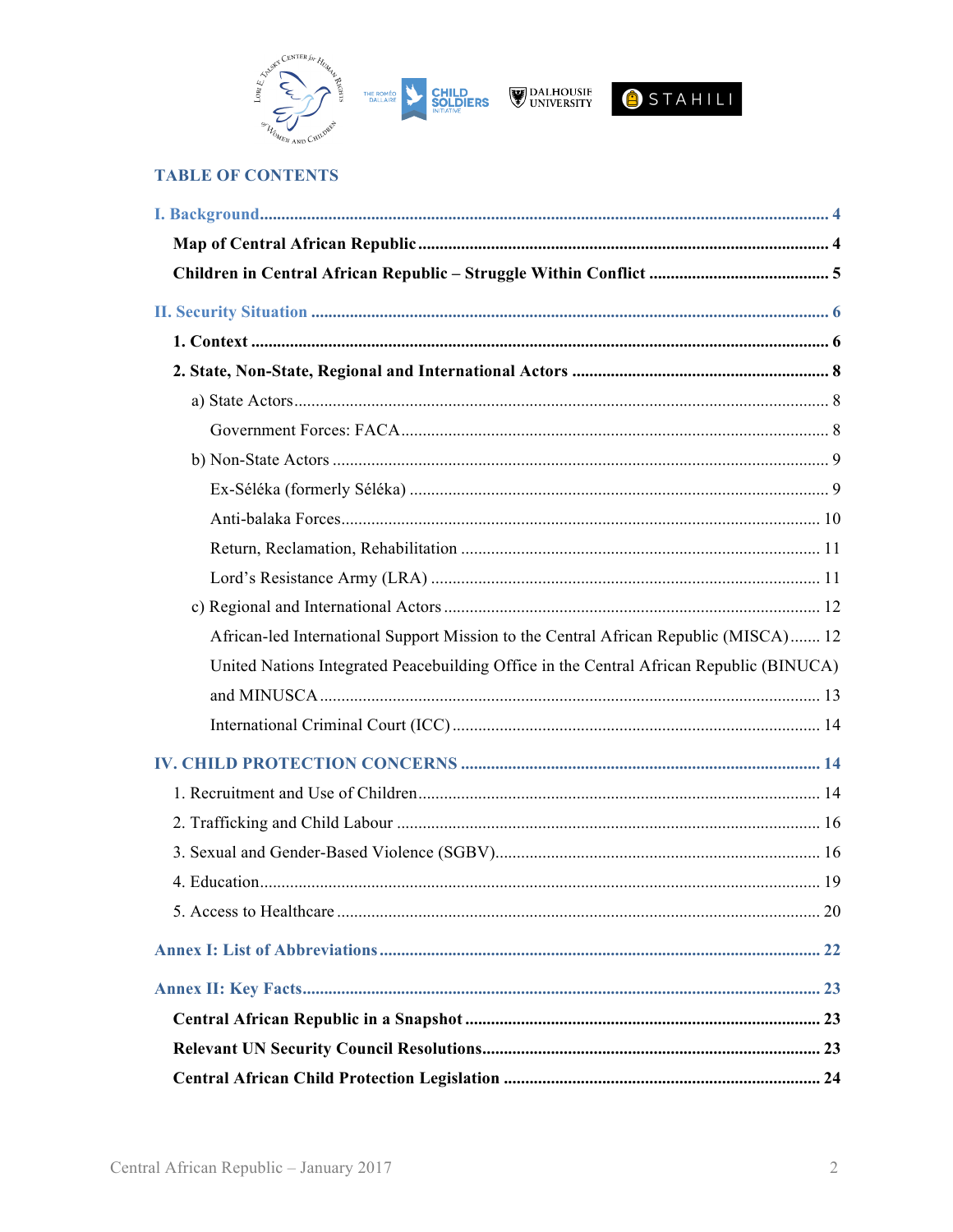## TABLE OF CONTENTS

**I. Background** ..... 4

- **Map of Central African Republic** ..... 4
- **Children in Central African Republic – Struggle Within Conflict** ..... 5

**II. Security Situation** ..... 6

- **1. Context** ..... 6
- **2. State, Non-State, Regional and International Actors** ..... 8
  - a) State Actors ..... 8
    - Government Forces: FACA ..... 8
  - b) Non-State Actors ..... 9
    - Ex-Séléka (formerly Séléka) ..... 9
    - Anti-balaka Forces ..... 10
    - Return, Reclamation, Rehabilitation ..... 11
    - Lord's Resistance Army (LRA) ..... 11
  - c) Regional and International Actors ..... 12
    - African-led International Support Mission to the Central African Republic (MISCA) ..... 12
    - United Nations Integrated Peacebuilding Office in the Central African Republic (BINUCA) and MINUSCA ..... 13
    - International Criminal Court (ICC) ..... 14

**IV. CHILD PROTECTION CONCERNS** ..... 14

- 1. Recruitment and Use of Children ..... 14
- 2. Trafficking and Child Labour ..... 16
- 3. Sexual and Gender-Based Violence (SGBV) ..... 16
- 4. Education ..... 19
- 5. Access to Healthcare ..... 20

**Annex I: List of Abbreviations** ..... 22

**Annex II: Key Facts** ..... 23

- **Central African Republic in a Snapshot** ..... 23
- **Relevant UN Security Council Resolutions** ..... 23
- **Central African Child Protection Legislation** ..... 24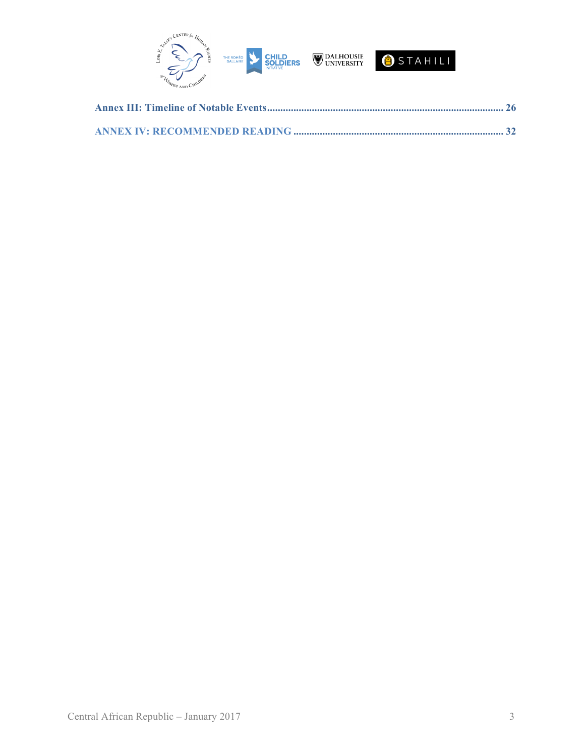Annex III: Timeline of Notable Events ........................................................................................ 26

ANNEX IV: RECOMMENDED READING ............................................................................... 32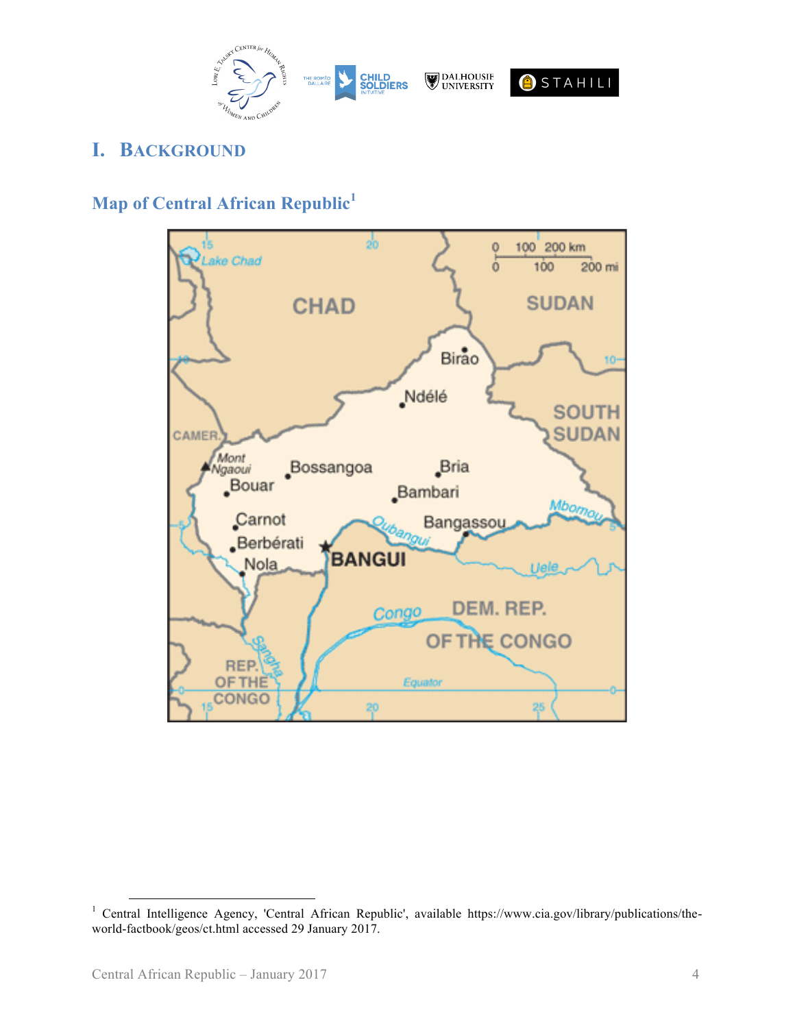# I. Background

## Map of Central African Republic[1]

[1] Central Intelligence Agency, 'Central African Republic', available https://www.cia.gov/library/publications/the-world-factbook/geos/ct.html accessed 29 January 2017.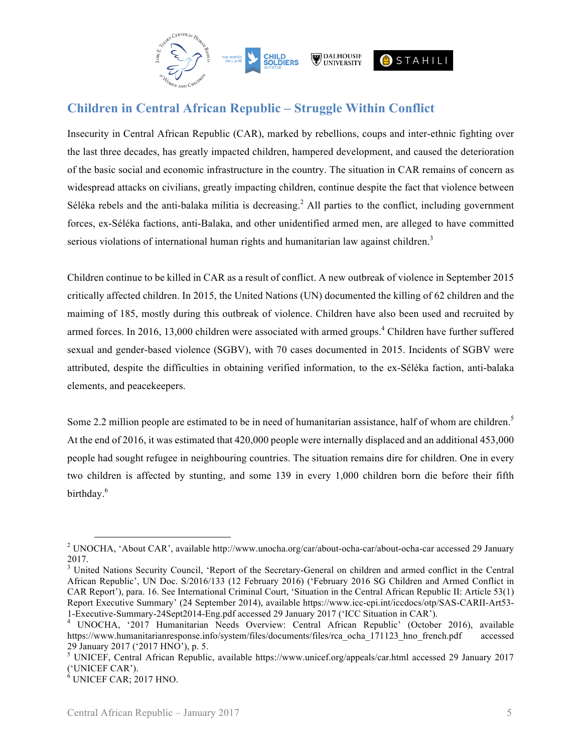## Children in Central African Republic – Struggle Within Conflict

Insecurity in Central African Republic (CAR), marked by rebellions, coups and inter-ethnic fighting over the last three decades, has greatly impacted children, hampered development, and caused the deterioration of the basic social and economic infrastructure in the country. The situation in CAR remains of concern as widespread attacks on civilians, greatly impacting children, continue despite the fact that violence between Séléka rebels and the anti-balaka militia is decreasing.[2] All parties to the conflict, including government forces, ex-Séléka factions, anti-Balaka, and other unidentified armed men, are alleged to have committed serious violations of international human rights and humanitarian law against children.[3]

Children continue to be killed in CAR as a result of conflict. A new outbreak of violence in September 2015 critically affected children. In 2015, the United Nations (UN) documented the killing of 62 children and the maiming of 185, mostly during this outbreak of violence. Children have also been used and recruited by armed forces. In 2016, 13,000 children were associated with armed groups.[4] Children have further suffered sexual and gender-based violence (SGBV), with 70 cases documented in 2015. Incidents of SGBV were attributed, despite the difficulties in obtaining verified information, to the ex-Séléka faction, anti-balaka elements, and peacekeepers.

Some 2.2 million people are estimated to be in need of humanitarian assistance, half of whom are children.[5] At the end of 2016, it was estimated that 420,000 people were internally displaced and an additional 453,000 people had sought refugee in neighbouring countries. The situation remains dire for children. One in every two children is affected by stunting, and some 139 in every 1,000 children born die before their fifth birthday.[6]

---

[2] UNOCHA, 'About CAR', available http://www.unocha.org/car/about-ocha-car/about-ocha-car accessed 29 January 2017.

[3] United Nations Security Council, 'Report of the Secretary-General on children and armed conflict in the Central African Republic', UN Doc. S/2016/133 (12 February 2016) ('February 2016 SG Children and Armed Conflict in CAR Report'), para. 16. See International Criminal Court, 'Situation in the Central African Republic II: Article 53(1) Report Executive Summary' (24 September 2014), available https://www.icc-cpi.int/iccdocs/otp/SAS-CARII-Art53-1-Executive-Summary-24Sept2014-Eng.pdf accessed 29 January 2017 ('ICC Situation in CAR').

[4] UNOCHA, '2017 Humanitarian Needs Overview: Central African Republic' (October 2016), available https://www.humanitarianresponse.info/system/files/documents/files/rca_ocha_171123_hno_french.pdf accessed 29 January 2017 ('2017 HNO'), p. 5.

[5] UNICEF, Central African Republic, available https://www.unicef.org/appeals/car.html accessed 29 January 2017 ('UNICEF CAR').

[6] UNICEF CAR; 2017 HNO.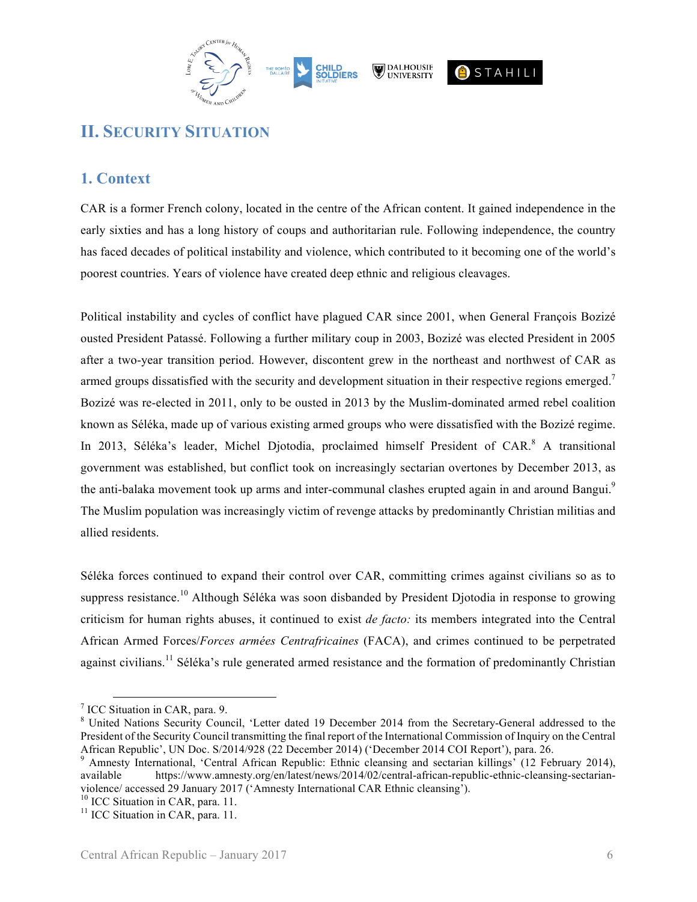## II. Security Situation

### 1. Context

CAR is a former French colony, located in the centre of the African content. It gained independence in the early sixties and has a long history of coups and authoritarian rule. Following independence, the country has faced decades of political instability and violence, which contributed to it becoming one of the world's poorest countries. Years of violence have created deep ethnic and religious cleavages.

Political instability and cycles of conflict have plagued CAR since 2001, when General François Bozizé ousted President Patassé. Following a further military coup in 2003, Bozizé was elected President in 2005 after a two-year transition period. However, discontent grew in the northeast and northwest of CAR as armed groups dissatisfied with the security and development situation in their respective regions emerged.[7] Bozizé was re-elected in 2011, only to be ousted in 2013 by the Muslim-dominated armed rebel coalition known as Séléka, made up of various existing armed groups who were dissatisfied with the Bozizé regime. In 2013, Séléka's leader, Michel Djotodia, proclaimed himself President of CAR.[8] A transitional government was established, but conflict took on increasingly sectarian overtones by December 2013, as the anti-balaka movement took up arms and inter-communal clashes erupted again in and around Bangui.[9] The Muslim population was increasingly victim of revenge attacks by predominantly Christian militias and allied residents.

Séléka forces continued to expand their control over CAR, committing crimes against civilians so as to suppress resistance.[10] Although Séléka was soon disbanded by President Djotodia in response to growing criticism for human rights abuses, it continued to exist *de facto:* its members integrated into the Central African Armed Forces/*Forces armées Centrafricaines* (FACA), and crimes continued to be perpetrated against civilians.[11] Séléka's rule generated armed resistance and the formation of predominantly Christian

---

[7] ICC Situation in CAR, para. 9.

[8] United Nations Security Council, 'Letter dated 19 December 2014 from the Secretary-General addressed to the President of the Security Council transmitting the final report of the International Commission of Inquiry on the Central African Republic', UN Doc. S/2014/928 (22 December 2014) ('December 2014 COI Report'), para. 26.

[9] Amnesty International, 'Central African Republic: Ethnic cleansing and sectarian killings' (12 February 2014), available https://www.amnesty.org/en/latest/news/2014/02/central-african-republic-ethnic-cleansing-sectarian-violence/ accessed 29 January 2017 ('Amnesty International CAR Ethnic cleansing').

[10] ICC Situation in CAR, para. 11.

[11] ICC Situation in CAR, para. 11.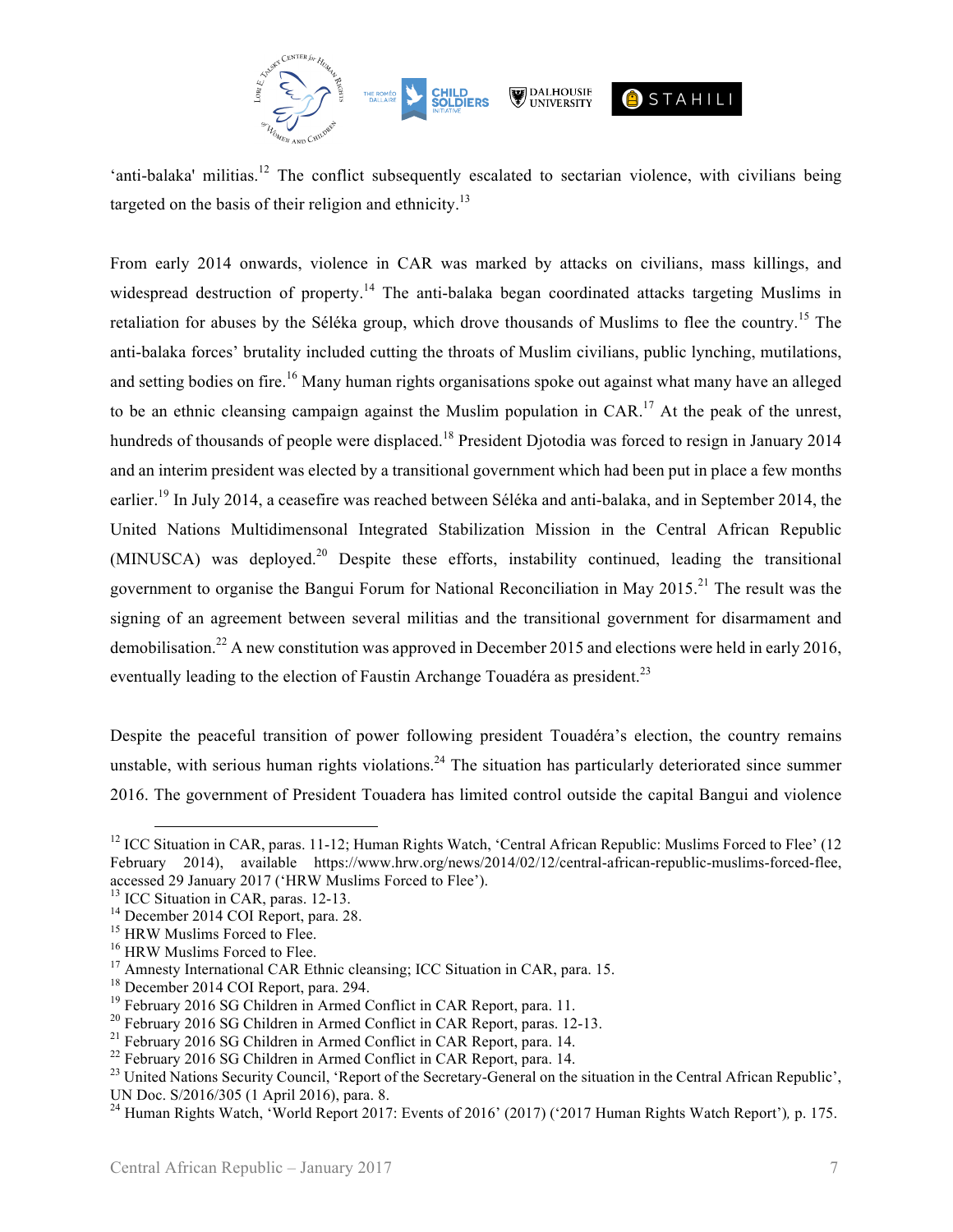'anti-balaka' militias.[12] The conflict subsequently escalated to sectarian violence, with civilians being targeted on the basis of their religion and ethnicity.[13]

From early 2014 onwards, violence in CAR was marked by attacks on civilians, mass killings, and widespread destruction of property.[14] The anti-balaka began coordinated attacks targeting Muslims in retaliation for abuses by the Séléka group, which drove thousands of Muslims to flee the country.[15] The anti-balaka forces' brutality included cutting the throats of Muslim civilians, public lynching, mutilations, and setting bodies on fire.[16] Many human rights organisations spoke out against what many have an alleged to be an ethnic cleansing campaign against the Muslim population in CAR.[17] At the peak of the unrest, hundreds of thousands of people were displaced.[18] President Djotodia was forced to resign in January 2014 and an interim president was elected by a transitional government which had been put in place a few months earlier.[19] In July 2014, a ceasefire was reached between Séléka and anti-balaka, and in September 2014, the United Nations Multidimensonal Integrated Stabilization Mission in the Central African Republic (MINUSCA) was deployed.[20] Despite these efforts, instability continued, leading the transitional government to organise the Bangui Forum for National Reconciliation in May 2015.[21] The result was the signing of an agreement between several militias and the transitional government for disarmament and demobilisation.[22] A new constitution was approved in December 2015 and elections were held in early 2016, eventually leading to the election of Faustin Archange Touadéra as president.[23]

Despite the peaceful transition of power following president Touadéra's election, the country remains unstable, with serious human rights violations.[24] The situation has particularly deteriorated since summer 2016. The government of President Touadera has limited control outside the capital Bangui and violence

---

[12] ICC Situation in CAR, paras. 11-12; Human Rights Watch, 'Central African Republic: Muslims Forced to Flee' (12 February 2014), available https://www.hrw.org/news/2014/02/12/central-african-republic-muslims-forced-flee, accessed 29 January 2017 ('HRW Muslims Forced to Flee').

[13] ICC Situation in CAR, paras. 12-13.

[14] December 2014 COI Report, para. 28.

[15] HRW Muslims Forced to Flee.

[16] HRW Muslims Forced to Flee.

[17] Amnesty International CAR Ethnic cleansing; ICC Situation in CAR, para. 15.

[18] December 2014 COI Report, para. 294.

[19] February 2016 SG Children in Armed Conflict in CAR Report, para. 11.

[20] February 2016 SG Children in Armed Conflict in CAR Report, paras. 12-13.

[21] February 2016 SG Children in Armed Conflict in CAR Report, para. 14.

[22] February 2016 SG Children in Armed Conflict in CAR Report, para. 14.

[23] United Nations Security Council, 'Report of the Secretary-General on the situation in the Central African Republic', UN Doc. S/2016/305 (1 April 2016), para. 8.

[24] Human Rights Watch, 'World Report 2017: Events of 2016' (2017) ('2017 Human Rights Watch Report'), p. 175.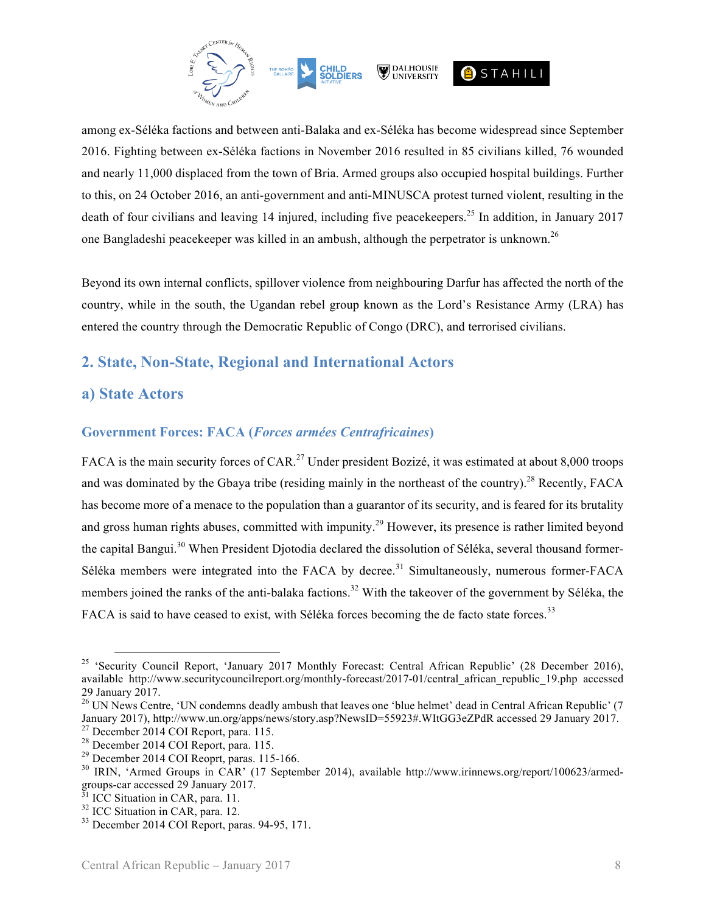among ex-Séléka factions and between anti-Balaka and ex-Séléka has become widespread since September 2016. Fighting between ex-Séléka factions in November 2016 resulted in 85 civilians killed, 76 wounded and nearly 11,000 displaced from the town of Bria. Armed groups also occupied hospital buildings. Further to this, on 24 October 2016, an anti-government and anti-MINUSCA protest turned violent, resulting in the death of four civilians and leaving 14 injured, including five peacekeepers.[25] In addition, in January 2017 one Bangladeshi peacekeeper was killed in an ambush, although the perpetrator is unknown.[26]

Beyond its own internal conflicts, spillover violence from neighbouring Darfur has affected the north of the country, while in the south, the Ugandan rebel group known as the Lord's Resistance Army (LRA) has entered the country through the Democratic Republic of Congo (DRC), and terrorised civilians.

## 2. State, Non-State, Regional and International Actors

## a) State Actors

### Government Forces: FACA (*Forces armées Centrafricaines*)

FACA is the main security forces of CAR.[27] Under president Bozizé, it was estimated at about 8,000 troops and was dominated by the Gbaya tribe (residing mainly in the northeast of the country).[28] Recently, FACA has become more of a menace to the population than a guarantor of its security, and is feared for its brutality and gross human rights abuses, committed with impunity.[29] However, its presence is rather limited beyond the capital Bangui.[30] When President Djotodia declared the dissolution of Séléka, several thousand former-Séléka members were integrated into the FACA by decree.[31] Simultaneously, numerous former-FACA members joined the ranks of the anti-balaka factions.[32] With the takeover of the government by Séléka, the FACA is said to have ceased to exist, with Séléka forces becoming the de facto state forces.[33]

---

[25] 'Security Council Report, 'January 2017 Monthly Forecast: Central African Republic' (28 December 2016), available http://www.securitycouncilreport.org/monthly-forecast/2017-01/central_african_republic_19.php accessed 29 January 2017.

[26] UN News Centre, 'UN condemns deadly ambush that leaves one 'blue helmet' dead in Central African Republic' (7 January 2017), http://www.un.org/apps/news/story.asp?NewsID=55923#.WItGG3eZPdR accessed 29 January 2017.

[27] December 2014 COI Report, para. 115.

[28] December 2014 COI Report, para. 115.

[29] December 2014 COI Reoprt, paras. 115-166.

[30] IRIN, 'Armed Groups in CAR' (17 September 2014), available http://www.irinnews.org/report/100623/armed-groups-car accessed 29 January 2017.

[31] ICC Situation in CAR, para. 11.

[32] ICC Situation in CAR, para. 12.

[33] December 2014 COI Report, paras. 94-95, 171.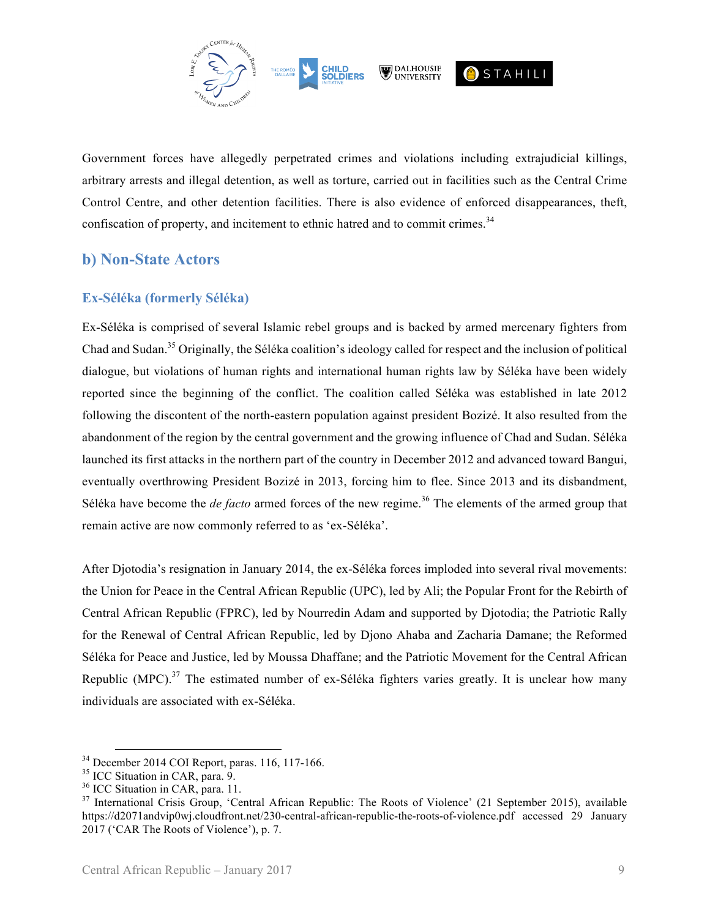Government forces have allegedly perpetrated crimes and violations including extrajudicial killings, arbitrary arrests and illegal detention, as well as torture, carried out in facilities such as the Central Crime Control Centre, and other detention facilities. There is also evidence of enforced disappearances, theft, confiscation of property, and incitement to ethnic hatred and to commit crimes.[34]

## b) Non-State Actors

### Ex-Séléka (formerly Séléka)

Ex-Séléka is comprised of several Islamic rebel groups and is backed by armed mercenary fighters from Chad and Sudan.[35] Originally, the Séléka coalition's ideology called for respect and the inclusion of political dialogue, but violations of human rights and international human rights law by Séléka have been widely reported since the beginning of the conflict. The coalition called Séléka was established in late 2012 following the discontent of the north-eastern population against president Bozizé. It also resulted from the abandonment of the region by the central government and the growing influence of Chad and Sudan. Séléka launched its first attacks in the northern part of the country in December 2012 and advanced toward Bangui, eventually overthrowing President Bozizé in 2013, forcing him to flee. Since 2013 and its disbandment, Séléka have become the *de facto* armed forces of the new regime.[36] The elements of the armed group that remain active are now commonly referred to as 'ex-Séléka'.

After Djotodia's resignation in January 2014, the ex-Séléka forces imploded into several rival movements: the Union for Peace in the Central African Republic (UPC), led by Ali; the Popular Front for the Rebirth of Central African Republic (FPRC), led by Nourredin Adam and supported by Djotodia; the Patriotic Rally for the Renewal of Central African Republic, led by Djono Ahaba and Zacharia Damane; the Reformed Séléka for Peace and Justice, led by Moussa Dhaffane; and the Patriotic Movement for the Central African Republic (MPC).[37] The estimated number of ex-Séléka fighters varies greatly. It is unclear how many individuals are associated with ex-Séléka.

---

[34] December 2014 COI Report, paras. 116, 117-166.

[35] ICC Situation in CAR, para. 9.

[36] ICC Situation in CAR, para. 11.

[37] International Crisis Group, 'Central African Republic: The Roots of Violence' (21 September 2015), available https://d2071andvip0wj.cloudfront.net/230-central-african-republic-the-roots-of-violence.pdf accessed 29 January 2017 ('CAR The Roots of Violence'), p. 7.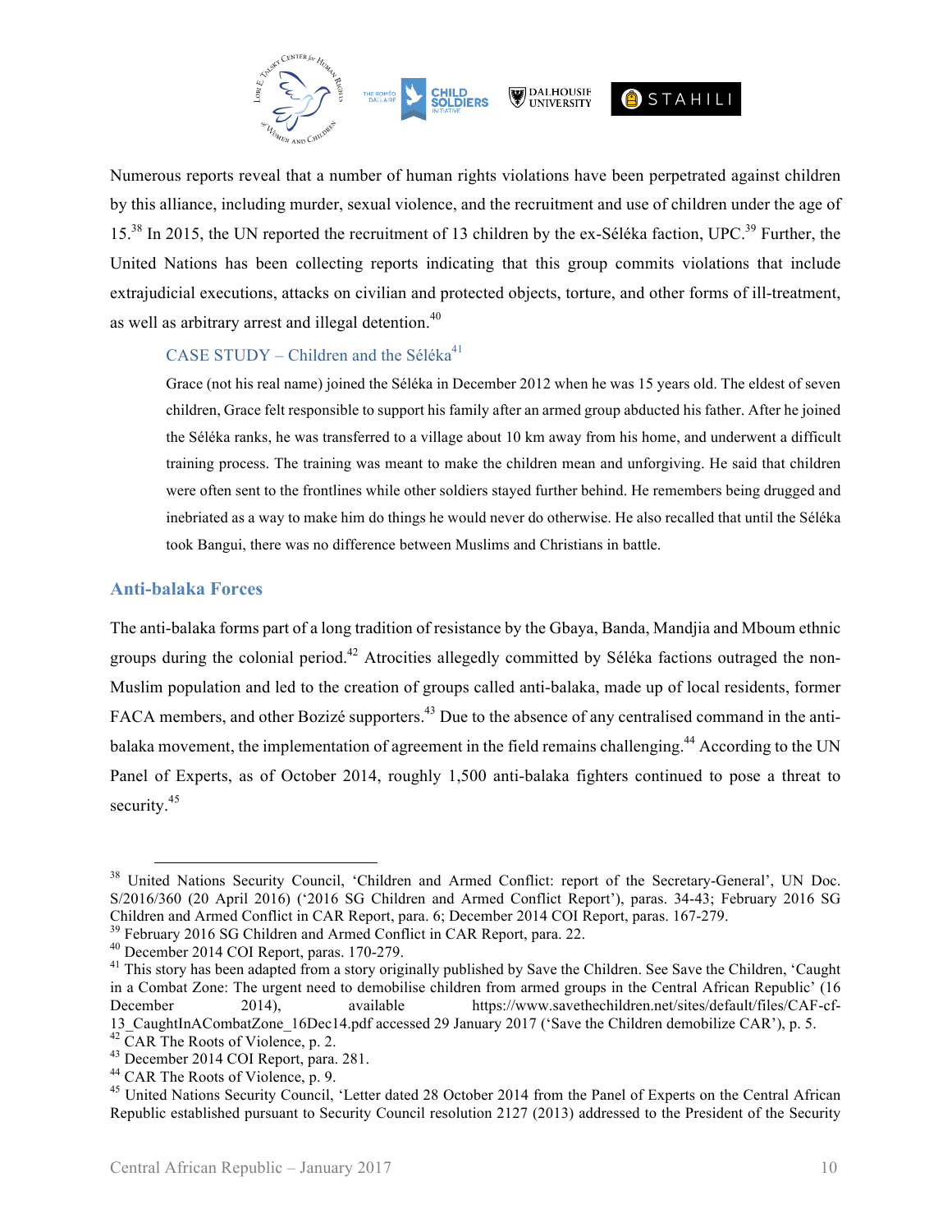Numerous reports reveal that a number of human rights violations have been perpetrated against children by this alliance, including murder, sexual violence, and the recruitment and use of children under the age of 15.[38] In 2015, the UN reported the recruitment of 13 children by the ex-Séléka faction, UPC.[39] Further, the United Nations has been collecting reports indicating that this group commits violations that include extrajudicial executions, attacks on civilian and protected objects, torture, and other forms of ill-treatment, as well as arbitrary arrest and illegal detention.[40]

### CASE STUDY – Children and the Séléka[41]

Grace (not his real name) joined the Séléka in December 2012 when he was 15 years old. The eldest of seven children, Grace felt responsible to support his family after an armed group abducted his father. After he joined the Séléka ranks, he was transferred to a village about 10 km away from his home, and underwent a difficult training process. The training was meant to make the children mean and unforgiving. He said that children were often sent to the frontlines while other soldiers stayed further behind. He remembers being drugged and inebriated as a way to make him do things he would never do otherwise. He also recalled that until the Séléka took Bangui, there was no difference between Muslims and Christians in battle.

## Anti-balaka Forces

The anti-balaka forms part of a long tradition of resistance by the Gbaya, Banda, Mandjia and Mboum ethnic groups during the colonial period.[42] Atrocities allegedly committed by Séléka factions outraged the non-Muslim population and led to the creation of groups called anti-balaka, made up of local residents, former FACA members, and other Bozizé supporters.[43] Due to the absence of any centralised command in the anti-balaka movement, the implementation of agreement in the field remains challenging.[44] According to the UN Panel of Experts, as of October 2014, roughly 1,500 anti-balaka fighters continued to pose a threat to security.[45]

---

[38] United Nations Security Council, 'Children and Armed Conflict: report of the Secretary-General', UN Doc. S/2016/360 (20 April 2016) ('2016 SG Children and Armed Conflict Report'), paras. 34-43; February 2016 SG Children and Armed Conflict in CAR Report, para. 6; December 2014 COI Report, paras. 167-279.

[39] February 2016 SG Children and Armed Conflict in CAR Report, para. 22.

[40] December 2014 COI Report, paras. 170-279.

[41] This story has been adapted from a story originally published by Save the Children. See Save the Children, 'Caught in a Combat Zone: The urgent need to demobilise children from armed groups in the Central African Republic' (16 December 2014), available https://www.savethechildren.net/sites/default/files/CAF-cf-13_CaughtInACombatZone_16Dec14.pdf accessed 29 January 2017 ('Save the Children demobilize CAR'), p. 5.

[42] CAR The Roots of Violence, p. 2.

[43] December 2014 COI Report, para. 281.

[44] CAR The Roots of Violence, p. 9.

[45] United Nations Security Council, 'Letter dated 28 October 2014 from the Panel of Experts on the Central African Republic established pursuant to Security Council resolution 2127 (2013) addressed to the President of the Security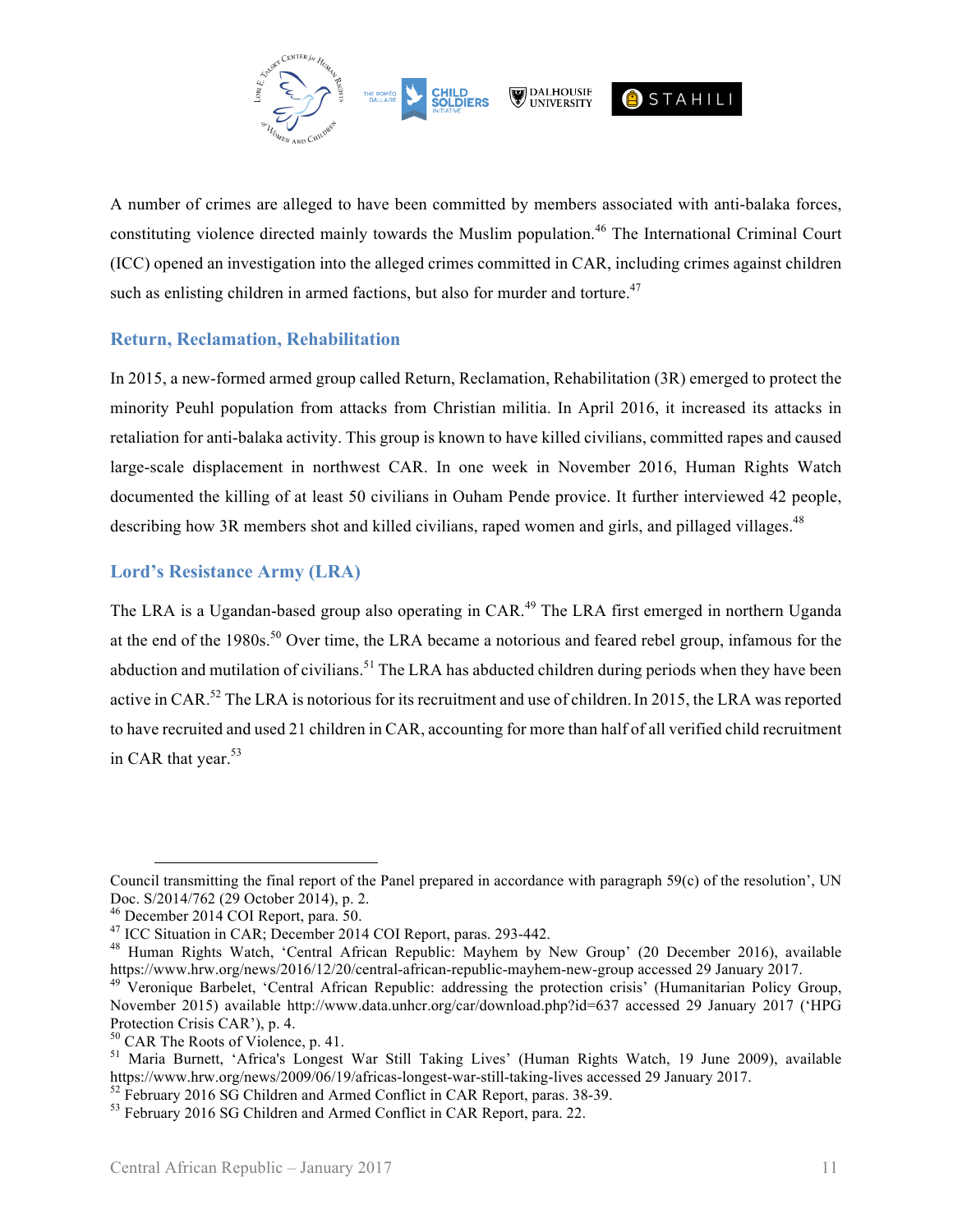A number of crimes are alleged to have been committed by members associated with anti-balaka forces, constituting violence directed mainly towards the Muslim population.[46] The International Criminal Court (ICC) opened an investigation into the alleged crimes committed in CAR, including crimes against children such as enlisting children in armed factions, but also for murder and torture.[47]

## Return, Reclamation, Rehabilitation

In 2015, a new-formed armed group called Return, Reclamation, Rehabilitation (3R) emerged to protect the minority Peuhl population from attacks from Christian militia. In April 2016, it increased its attacks in retaliation for anti-balaka activity. This group is known to have killed civilians, committed rapes and caused large-scale displacement in northwest CAR. In one week in November 2016, Human Rights Watch documented the killing of at least 50 civilians in Ouham Pende provice. It further interviewed 42 people, describing how 3R members shot and killed civilians, raped women and girls, and pillaged villages.[48]

## Lord's Resistance Army (LRA)

The LRA is a Ugandan-based group also operating in CAR.[49] The LRA first emerged in northern Uganda at the end of the 1980s.[50] Over time, the LRA became a notorious and feared rebel group, infamous for the abduction and mutilation of civilians.[51] The LRA has abducted children during periods when they have been active in CAR.[52] The LRA is notorious for its recruitment and use of children. In 2015, the LRA was reported to have recruited and used 21 children in CAR, accounting for more than half of all verified child recruitment in CAR that year.[53]

---

Council transmitting the final report of the Panel prepared in accordance with paragraph 59(c) of the resolution', UN Doc. S/2014/762 (29 October 2014), p. 2.

[46] December 2014 COI Report, para. 50.

[47] ICC Situation in CAR; December 2014 COI Report, paras. 293-442.

[48] Human Rights Watch, 'Central African Republic: Mayhem by New Group' (20 December 2016), available https://www.hrw.org/news/2016/12/20/central-african-republic-mayhem-new-group accessed 29 January 2017.

[49] Veronique Barbelet, 'Central African Republic: addressing the protection crisis' (Humanitarian Policy Group, November 2015) available http://www.data.unhcr.org/car/download.php?id=637 accessed 29 January 2017 ('HPG Protection Crisis CAR'), p. 4.

[50] CAR The Roots of Violence, p. 41.

[51] Maria Burnett, 'Africa's Longest War Still Taking Lives' (Human Rights Watch, 19 June 2009), available https://www.hrw.org/news/2009/06/19/africas-longest-war-still-taking-lives accessed 29 January 2017.

[52] February 2016 SG Children and Armed Conflict in CAR Report, paras. 38-39.

[53] February 2016 SG Children and Armed Conflict in CAR Report, para. 22.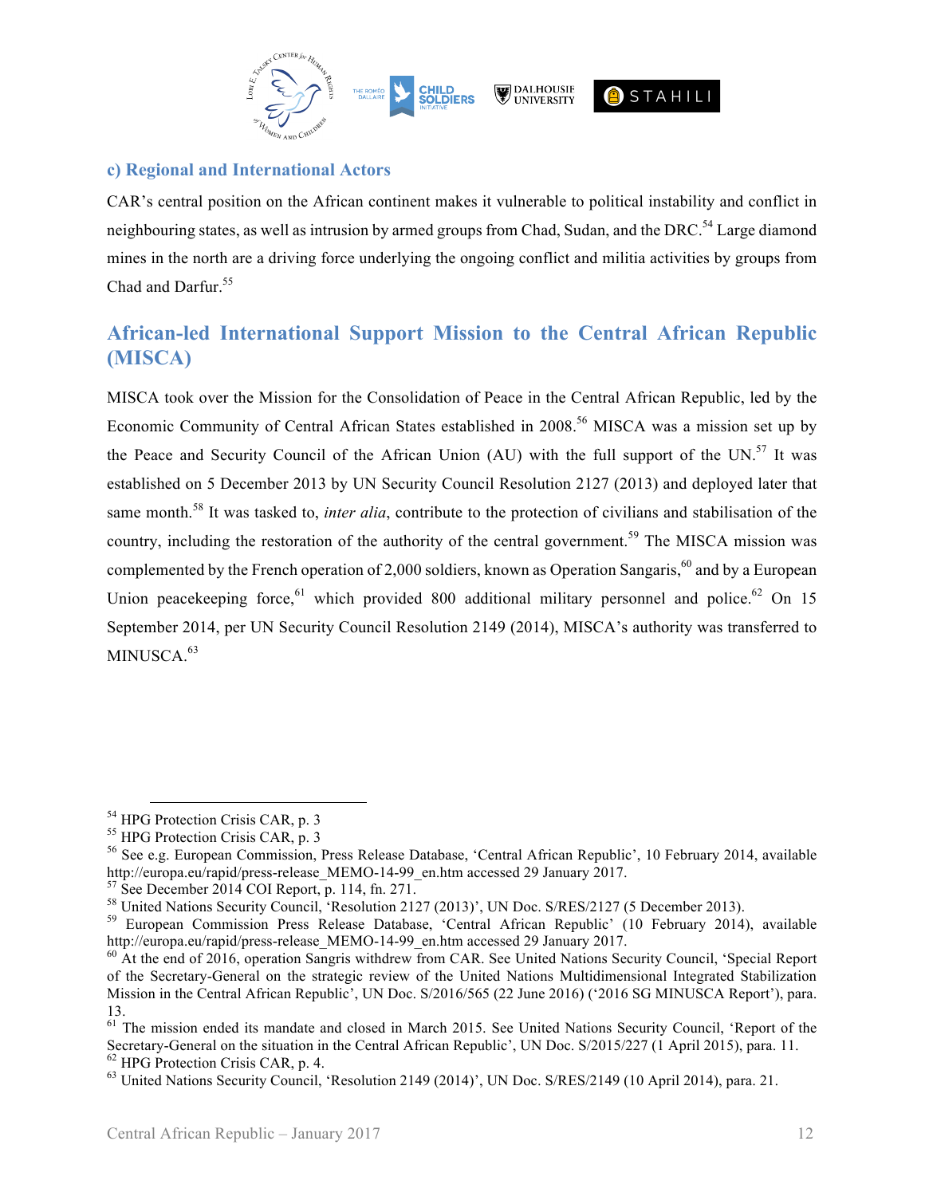### c) Regional and International Actors

CAR's central position on the African continent makes it vulnerable to political instability and conflict in neighbouring states, as well as intrusion by armed groups from Chad, Sudan, and the DRC.[54] Large diamond mines in the north are a driving force underlying the ongoing conflict and militia activities by groups from Chad and Darfur.[55]

## African-led International Support Mission to the Central African Republic (MISCA)

MISCA took over the Mission for the Consolidation of Peace in the Central African Republic, led by the Economic Community of Central African States established in 2008.[56] MISCA was a mission set up by the Peace and Security Council of the African Union (AU) with the full support of the UN.[57] It was established on 5 December 2013 by UN Security Council Resolution 2127 (2013) and deployed later that same month.[58] It was tasked to, *inter alia*, contribute to the protection of civilians and stabilisation of the country, including the restoration of the authority of the central government.[59] The MISCA mission was complemented by the French operation of 2,000 soldiers, known as Operation Sangaris,[60] and by a European Union peacekeeping force,[61] which provided 800 additional military personnel and police.[62] On 15 September 2014, per UN Security Council Resolution 2149 (2014), MISCA's authority was transferred to MINUSCA.[63]

---

[54] HPG Protection Crisis CAR, p. 3

[55] HPG Protection Crisis CAR, p. 3

[56] See e.g. European Commission, Press Release Database, 'Central African Republic', 10 February 2014, available http://europa.eu/rapid/press-release_MEMO-14-99_en.htm accessed 29 January 2017.

[57] See December 2014 COI Report, p. 114, fn. 271.

[58] United Nations Security Council, 'Resolution 2127 (2013)', UN Doc. S/RES/2127 (5 December 2013).

[59] European Commission Press Release Database, 'Central African Republic' (10 February 2014), available http://europa.eu/rapid/press-release_MEMO-14-99_en.htm accessed 29 January 2017.

[60] At the end of 2016, operation Sangris withdrew from CAR. See United Nations Security Council, 'Special Report of the Secretary-General on the strategic review of the United Nations Multidimensional Integrated Stabilization Mission in the Central African Republic', UN Doc. S/2016/565 (22 June 2016) ('2016 SG MINUSCA Report'), para. 13.

[61] The mission ended its mandate and closed in March 2015. See United Nations Security Council, 'Report of the Secretary-General on the situation in the Central African Republic', UN Doc. S/2015/227 (1 April 2015), para. 11.

[62] HPG Protection Crisis CAR, p. 4.

[63] United Nations Security Council, 'Resolution 2149 (2014)', UN Doc. S/RES/2149 (10 April 2014), para. 21.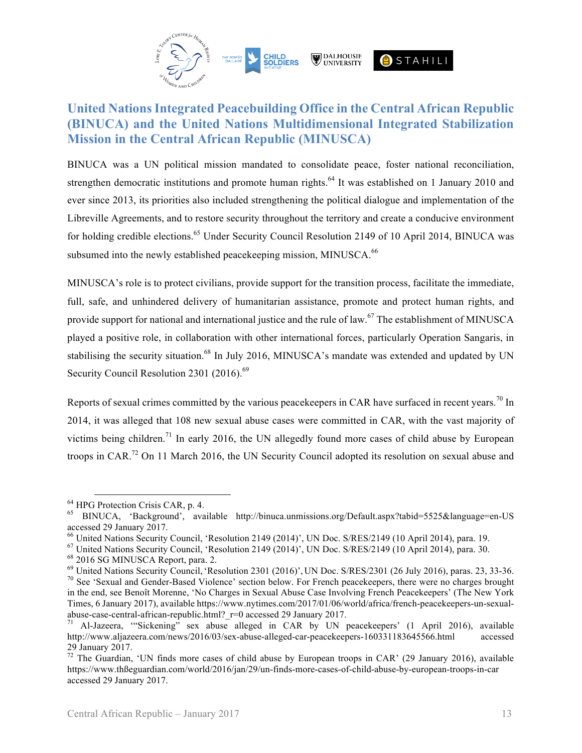## United Nations Integrated Peacebuilding Office in the Central African Republic (BINUCA) and the United Nations Multidimensional Integrated Stabilization Mission in the Central African Republic (MINUSCA)

BINUCA was a UN political mission mandated to consolidate peace, foster national reconciliation, strengthen democratic institutions and promote human rights.[64] It was established on 1 January 2010 and ever since 2013, its priorities also included strengthening the political dialogue and implementation of the Libreville Agreements, and to restore security throughout the territory and create a conducive environment for holding credible elections.[65] Under Security Council Resolution 2149 of 10 April 2014, BINUCA was subsumed into the newly established peacekeeping mission, MINUSCA.[66]

MINUSCA's role is to protect civilians, provide support for the transition process, facilitate the immediate, full, safe, and unhindered delivery of humanitarian assistance, promote and protect human rights, and provide support for national and international justice and the rule of law.[67] The establishment of MINUSCA played a positive role, in collaboration with other international forces, particularly Operation Sangaris, in stabilising the security situation.[68] In July 2016, MINUSCA's mandate was extended and updated by UN Security Council Resolution 2301 (2016).[69]

Reports of sexual crimes committed by the various peacekeepers in CAR have surfaced in recent years.[70] In 2014, it was alleged that 108 new sexual abuse cases were committed in CAR, with the vast majority of victims being children.[71] In early 2016, the UN allegedly found more cases of child abuse by European troops in CAR.[72] On 11 March 2016, the UN Security Council adopted its resolution on sexual abuse and

---

[64] HPG Protection Crisis CAR, p. 4.

[65] BINUCA, 'Background', available http://binuca.unmissions.org/Default.aspx?tabid=5525&language=en-US accessed 29 January 2017.

[66] United Nations Security Council, 'Resolution 2149 (2014)', UN Doc. S/RES/2149 (10 April 2014), para. 19.

[67] United Nations Security Council, 'Resolution 2149 (2014)', UN Doc. S/RES/2149 (10 April 2014), para. 30.

[68] 2016 SG MINUSCA Report, para. 2.

[69] United Nations Security Council, 'Resolution 2301 (2016)', UN Doc. S/RES/2301 (26 July 2016), paras. 23, 33-36.

[70] See 'Sexual and Gender-Based Violence' section below. For French peacekeepers, there were no charges brought in the end, see Benoît Morenne, 'No Charges in Sexual Abuse Case Involving French Peacekeepers' (The New York Times, 6 January 2017), available https://www.nytimes.com/2017/01/06/world/africa/french-peacekeepers-un-sexual-abuse-case-central-african-republic.html?_r=0 accessed 29 January 2017.

[71] Al-Jazeera, '"Sickening" sex abuse alleged in CAR by UN peacekeepers' (1 April 2016), available http://www.aljazeera.com/news/2016/03/sex-abuse-alleged-car-peacekeepers-160331183645566.html accessed 29 January 2017.

[72] The Guardian, 'UN finds more cases of child abuse by European troops in CAR' (29 January 2016), available https://www.thßeguardian.com/world/2016/jan/29/un-finds-more-cases-of-child-abuse-by-european-troops-in-car accessed 29 January 2017.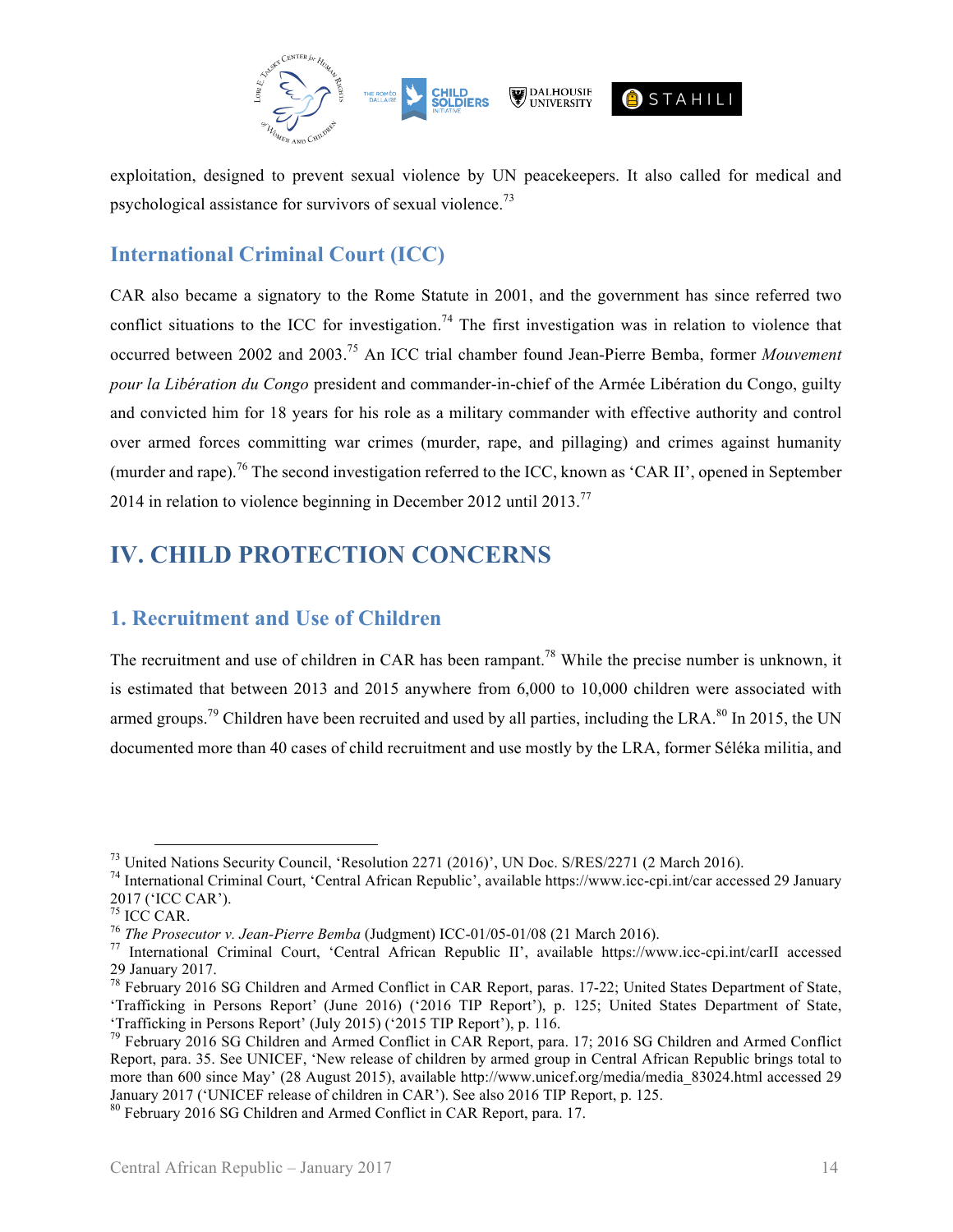exploitation, designed to prevent sexual violence by UN peacekeepers. It also called for medical and psychological assistance for survivors of sexual violence.[73]

## International Criminal Court (ICC)

CAR also became a signatory to the Rome Statute in 2001, and the government has since referred two conflict situations to the ICC for investigation.[74] The first investigation was in relation to violence that occurred between 2002 and 2003.[75] An ICC trial chamber found Jean-Pierre Bemba, former *Mouvement pour la Libération du Congo* president and commander-in-chief of the Armée Libération du Congo, guilty and convicted him for 18 years for his role as a military commander with effective authority and control over armed forces committing war crimes (murder, rape, and pillaging) and crimes against humanity (murder and rape).[76] The second investigation referred to the ICC, known as 'CAR II', opened in September 2014 in relation to violence beginning in December 2012 until 2013.[77]

# IV. CHILD PROTECTION CONCERNS

## 1. Recruitment and Use of Children

The recruitment and use of children in CAR has been rampant.[78] While the precise number is unknown, it is estimated that between 2013 and 2015 anywhere from 6,000 to 10,000 children were associated with armed groups.[79] Children have been recruited and used by all parties, including the LRA.[80] In 2015, the UN documented more than 40 cases of child recruitment and use mostly by the LRA, former Séléka militia, and

---

[73] United Nations Security Council, 'Resolution 2271 (2016)', UN Doc. S/RES/2271 (2 March 2016).

[74] International Criminal Court, 'Central African Republic', available https://www.icc-cpi.int/car accessed 29 January 2017 ('ICC CAR').

[75] ICC CAR.

[76] *The Prosecutor v. Jean-Pierre Bemba* (Judgment) ICC-01/05-01/08 (21 March 2016).

[77] International Criminal Court, 'Central African Republic II', available https://www.icc-cpi.int/carII accessed 29 January 2017.

[78] February 2016 SG Children and Armed Conflict in CAR Report, paras. 17-22; United States Department of State, 'Trafficking in Persons Report' (June 2016) ('2016 TIP Report'), p. 125; United States Department of State, 'Trafficking in Persons Report' (July 2015) ('2015 TIP Report'), p. 116.

[79] February 2016 SG Children and Armed Conflict in CAR Report, para. 17; 2016 SG Children and Armed Conflict Report, para. 35. See UNICEF, 'New release of children by armed group in Central African Republic brings total to more than 600 since May' (28 August 2015), available http://www.unicef.org/media/media_83024.html accessed 29 January 2017 ('UNICEF release of children in CAR'). See also 2016 TIP Report, p. 125.

[80] February 2016 SG Children and Armed Conflict in CAR Report, para. 17.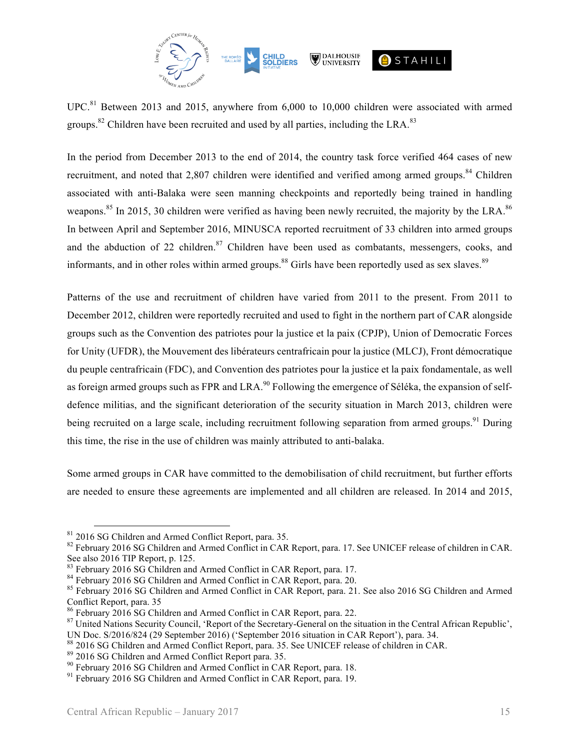UPC.[81] Between 2013 and 2015, anywhere from 6,000 to 10,000 children were associated with armed groups.[82] Children have been recruited and used by all parties, including the LRA.[83]

In the period from December 2013 to the end of 2014, the country task force verified 464 cases of new recruitment, and noted that 2,807 children were identified and verified among armed groups.[84] Children associated with anti-Balaka were seen manning checkpoints and reportedly being trained in handling weapons.[85] In 2015, 30 children were verified as having been newly recruited, the majority by the LRA.[86] In between April and September 2016, MINUSCA reported recruitment of 33 children into armed groups and the abduction of 22 children.[87] Children have been used as combatants, messengers, cooks, and informants, and in other roles within armed groups.[88] Girls have been reportedly used as sex slaves.[89]

Patterns of the use and recruitment of children have varied from 2011 to the present. From 2011 to December 2012, children were reportedly recruited and used to fight in the northern part of CAR alongside groups such as the Convention des patriotes pour la justice et la paix (CPJP), Union of Democratic Forces for Unity (UFDR), the Mouvement des libérateurs centrafricain pour la justice (MLCJ), Front démocratique du peuple centrafricain (FDC), and Convention des patriotes pour la justice et la paix fondamentale, as well as foreign armed groups such as FPR and LRA.[90] Following the emergence of Séléka, the expansion of self-defence militias, and the significant deterioration of the security situation in March 2013, children were being recruited on a large scale, including recruitment following separation from armed groups.[91] During this time, the rise in the use of children was mainly attributed to anti-balaka.

Some armed groups in CAR have committed to the demobilisation of child recruitment, but further efforts are needed to ensure these agreements are implemented and all children are released. In 2014 and 2015,

---

[81] 2016 SG Children and Armed Conflict Report, para. 35.

[82] February 2016 SG Children and Armed Conflict in CAR Report, para. 17. See UNICEF release of children in CAR. See also 2016 TIP Report, p. 125.

[83] February 2016 SG Children and Armed Conflict in CAR Report, para. 17.

[84] February 2016 SG Children and Armed Conflict in CAR Report, para. 20.

[85] February 2016 SG Children and Armed Conflict in CAR Report, para. 21. See also 2016 SG Children and Armed Conflict Report, para. 35

[86] February 2016 SG Children and Armed Conflict in CAR Report, para. 22.

[87] United Nations Security Council, 'Report of the Secretary-General on the situation in the Central African Republic', UN Doc. S/2016/824 (29 September 2016) ('September 2016 situation in CAR Report'), para. 34.

[88] 2016 SG Children and Armed Conflict Report, para. 35. See UNICEF release of children in CAR.

[89] 2016 SG Children and Armed Conflict Report para. 35.

[90] February 2016 SG Children and Armed Conflict in CAR Report, para. 18.

[91] February 2016 SG Children and Armed Conflict in CAR Report, para. 19.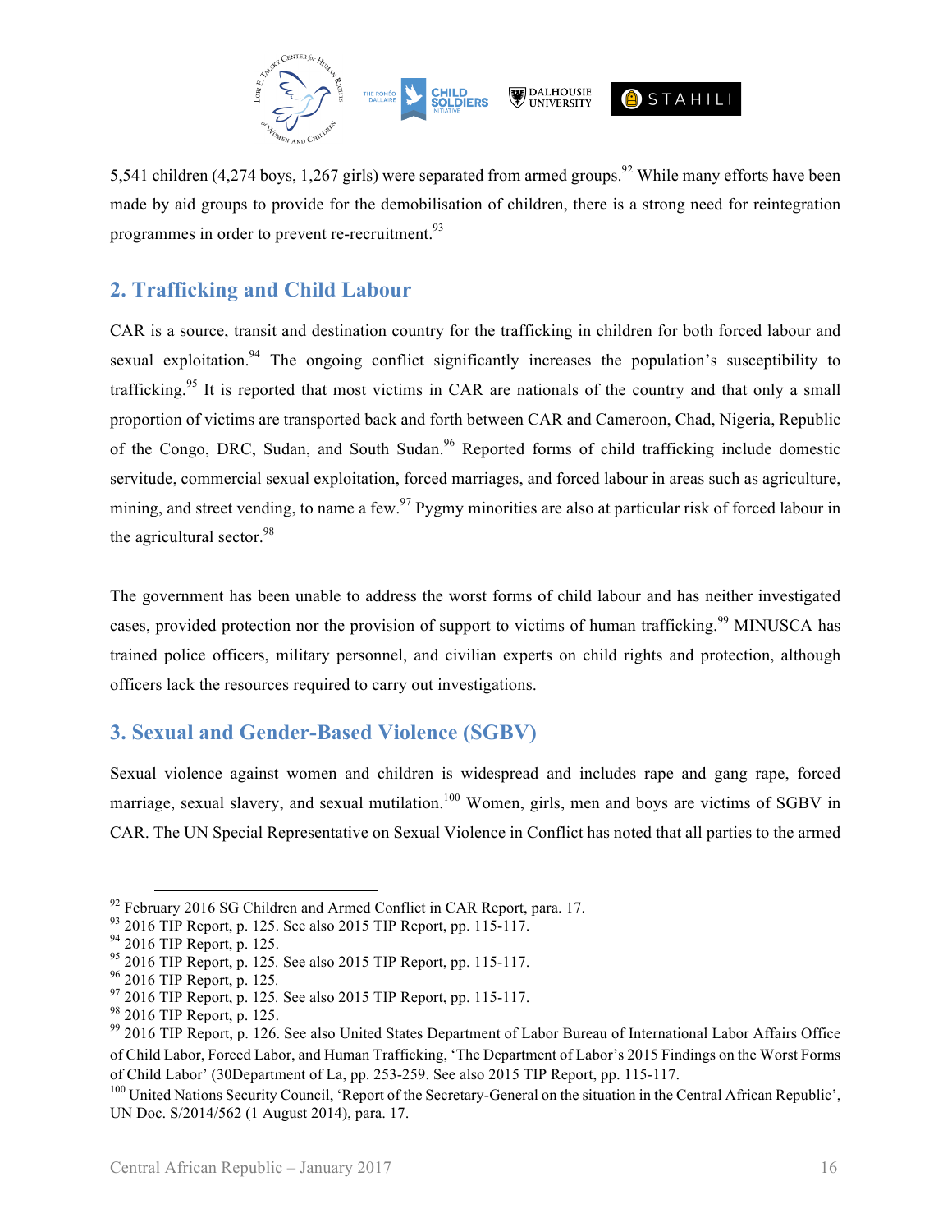5,541 children (4,274 boys, 1,267 girls) were separated from armed groups.[92] While many efforts have been made by aid groups to provide for the demobilisation of children, there is a strong need for reintegration programmes in order to prevent re-recruitment.[93]

## 2. Trafficking and Child Labour

CAR is a source, transit and destination country for the trafficking in children for both forced labour and sexual exploitation.[94] The ongoing conflict significantly increases the population's susceptibility to trafficking.[95] It is reported that most victims in CAR are nationals of the country and that only a small proportion of victims are transported back and forth between CAR and Cameroon, Chad, Nigeria, Republic of the Congo, DRC, Sudan, and South Sudan.[96] Reported forms of child trafficking include domestic servitude, commercial sexual exploitation, forced marriages, and forced labour in areas such as agriculture, mining, and street vending, to name a few.[97] Pygmy minorities are also at particular risk of forced labour in the agricultural sector.[98]

The government has been unable to address the worst forms of child labour and has neither investigated cases, provided protection nor the provision of support to victims of human trafficking.[99] MINUSCA has trained police officers, military personnel, and civilian experts on child rights and protection, although officers lack the resources required to carry out investigations.

## 3. Sexual and Gender-Based Violence (SGBV)

Sexual violence against women and children is widespread and includes rape and gang rape, forced marriage, sexual slavery, and sexual mutilation.[100] Women, girls, men and boys are victims of SGBV in CAR. The UN Special Representative on Sexual Violence in Conflict has noted that all parties to the armed

---

[92] February 2016 SG Children and Armed Conflict in CAR Report, para. 17.
[93] 2016 TIP Report, p. 125. See also 2015 TIP Report, pp. 115-117.
[94] 2016 TIP Report, p. 125.
[95] 2016 TIP Report, p. 125. See also 2015 TIP Report, pp. 115-117.
[96] 2016 TIP Report, p. 125.
[97] 2016 TIP Report, p. 125. See also 2015 TIP Report, pp. 115-117.
[98] 2016 TIP Report, p. 125.
[99] 2016 TIP Report, p. 126. See also United States Department of Labor Bureau of International Labor Affairs Office of Child Labor, Forced Labor, and Human Trafficking, 'The Department of Labor's 2015 Findings on the Worst Forms of Child Labor' (30Department of La, pp. 253-259. See also 2015 TIP Report, pp. 115-117.
[100] United Nations Security Council, 'Report of the Secretary-General on the situation in the Central African Republic', UN Doc. S/2014/562 (1 August 2014), para. 17.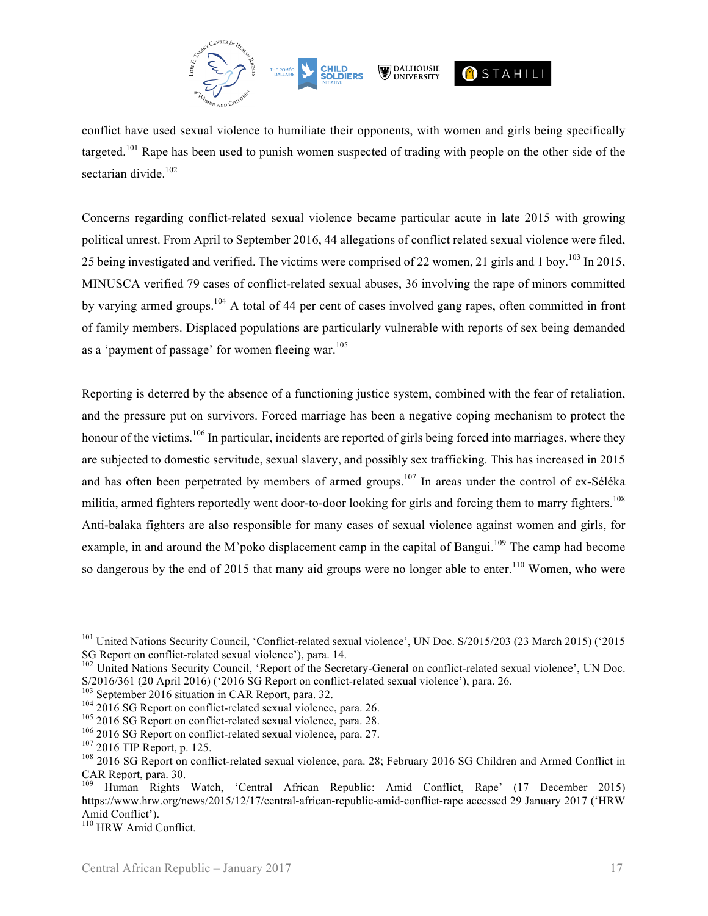conflict have used sexual violence to humiliate their opponents, with women and girls being specifically targeted.[101] Rape has been used to punish women suspected of trading with people on the other side of the sectarian divide.[102]

Concerns regarding conflict-related sexual violence became particular acute in late 2015 with growing political unrest. From April to September 2016, 44 allegations of conflict related sexual violence were filed, 25 being investigated and verified. The victims were comprised of 22 women, 21 girls and 1 boy.[103] In 2015, MINUSCA verified 79 cases of conflict-related sexual abuses, 36 involving the rape of minors committed by varying armed groups.[104] A total of 44 per cent of cases involved gang rapes, often committed in front of family members. Displaced populations are particularly vulnerable with reports of sex being demanded as a 'payment of passage' for women fleeing war.[105]

Reporting is deterred by the absence of a functioning justice system, combined with the fear of retaliation, and the pressure put on survivors. Forced marriage has been a negative coping mechanism to protect the honour of the victims.[106] In particular, incidents are reported of girls being forced into marriages, where they are subjected to domestic servitude, sexual slavery, and possibly sex trafficking. This has increased in 2015 and has often been perpetrated by members of armed groups.[107] In areas under the control of ex-Séléka militia, armed fighters reportedly went door-to-door looking for girls and forcing them to marry fighters.[108] Anti-balaka fighters are also responsible for many cases of sexual violence against women and girls, for example, in and around the M'poko displacement camp in the capital of Bangui.[109] The camp had become so dangerous by the end of 2015 that many aid groups were no longer able to enter.[110] Women, who were

---

[101] United Nations Security Council, 'Conflict-related sexual violence', UN Doc. S/2015/203 (23 March 2015) ('2015 SG Report on conflict-related sexual violence'), para. 14.

[102] United Nations Security Council, 'Report of the Secretary-General on conflict-related sexual violence', UN Doc. S/2016/361 (20 April 2016) ('2016 SG Report on conflict-related sexual violence'), para. 26.

[103] September 2016 situation in CAR Report, para. 32.

[104] 2016 SG Report on conflict-related sexual violence, para. 26.

[105] 2016 SG Report on conflict-related sexual violence, para. 28.

[106] 2016 SG Report on conflict-related sexual violence, para. 27.

[107] 2016 TIP Report, p. 125.

[108] 2016 SG Report on conflict-related sexual violence, para. 28; February 2016 SG Children and Armed Conflict in CAR Report, para. 30.

[109] Human Rights Watch, 'Central African Republic: Amid Conflict, Rape' (17 December 2015) https://www.hrw.org/news/2015/12/17/central-african-republic-amid-conflict-rape accessed 29 January 2017 ('HRW Amid Conflict').

[110] HRW Amid Conflict.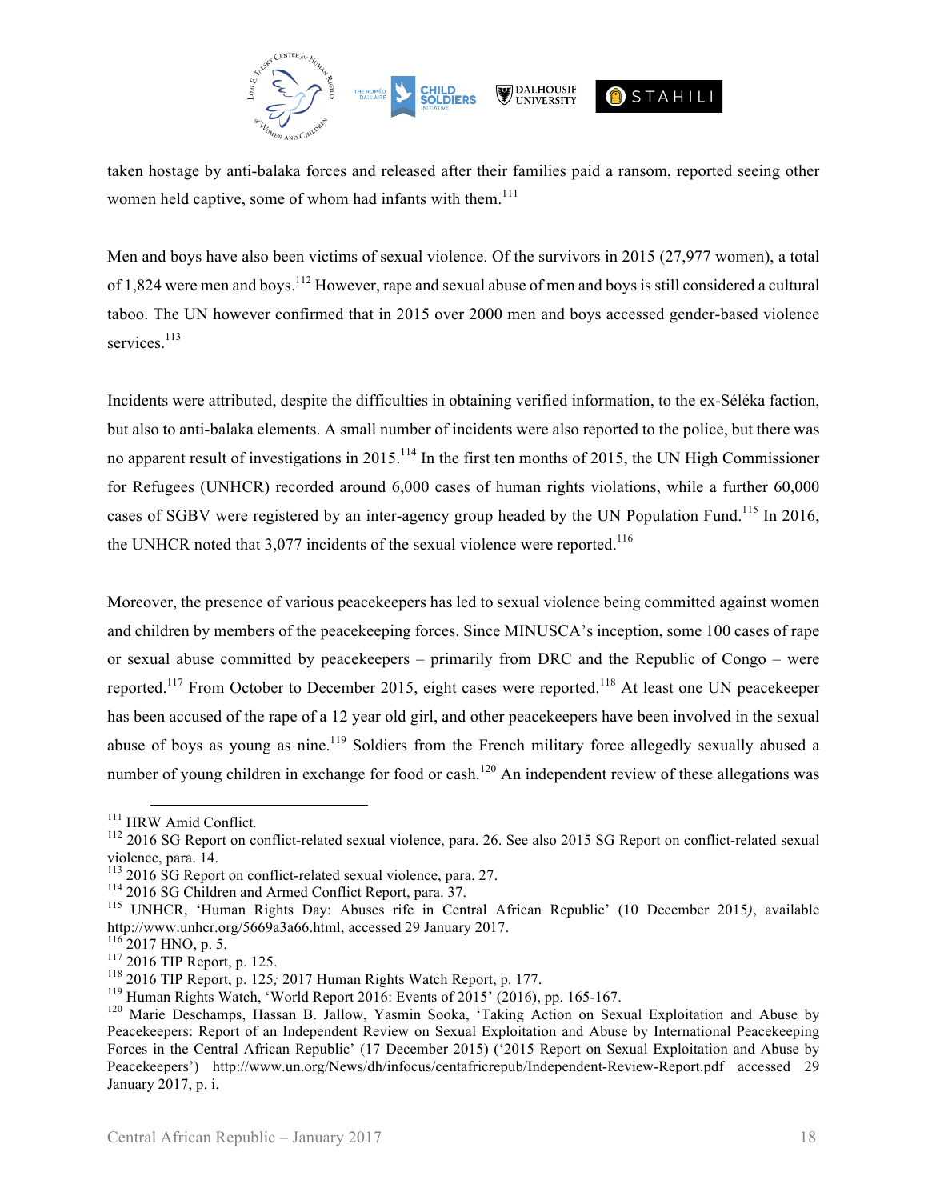taken hostage by anti-balaka forces and released after their families paid a ransom, reported seeing other women held captive, some of whom had infants with them.[111]

Men and boys have also been victims of sexual violence. Of the survivors in 2015 (27,977 women), a total of 1,824 were men and boys.[112] However, rape and sexual abuse of men and boys is still considered a cultural taboo. The UN however confirmed that in 2015 over 2000 men and boys accessed gender-based violence services.[113]

Incidents were attributed, despite the difficulties in obtaining verified information, to the ex-Séléka faction, but also to anti-balaka elements. A small number of incidents were also reported to the police, but there was no apparent result of investigations in 2015.[114] In the first ten months of 2015, the UN High Commissioner for Refugees (UNHCR) recorded around 6,000 cases of human rights violations, while a further 60,000 cases of SGBV were registered by an inter-agency group headed by the UN Population Fund.[115] In 2016, the UNHCR noted that 3,077 incidents of the sexual violence were reported.[116]

Moreover, the presence of various peacekeepers has led to sexual violence being committed against women and children by members of the peacekeeping forces. Since MINUSCA's inception, some 100 cases of rape or sexual abuse committed by peacekeepers – primarily from DRC and the Republic of Congo – were reported.[117] From October to December 2015, eight cases were reported.[118] At least one UN peacekeeper has been accused of the rape of a 12 year old girl, and other peacekeepers have been involved in the sexual abuse of boys as young as nine.[119] Soldiers from the French military force allegedly sexually abused a number of young children in exchange for food or cash.[120] An independent review of these allegations was

---

[111] HRW Amid Conflict.

[112] 2016 SG Report on conflict-related sexual violence, para. 26. See also 2015 SG Report on conflict-related sexual violence, para. 14.

[113] 2016 SG Report on conflict-related sexual violence, para. 27.

[114] 2016 SG Children and Armed Conflict Report, para. 37.

[115] UNHCR, 'Human Rights Day: Abuses rife in Central African Republic' (10 December 2015), available http://www.unhcr.org/5669a3a66.html, accessed 29 January 2017.

[116] 2017 HNO, p. 5.

[117] 2016 TIP Report, p. 125.

[118] 2016 TIP Report, p. 125; 2017 Human Rights Watch Report, p. 177.

[119] Human Rights Watch, 'World Report 2016: Events of 2015' (2016), pp. 165-167.

[120] Marie Deschamps, Hassan B. Jallow, Yasmin Sooka, 'Taking Action on Sexual Exploitation and Abuse by Peacekeepers: Report of an Independent Review on Sexual Exploitation and Abuse by International Peacekeeping Forces in the Central African Republic' (17 December 2015) ('2015 Report on Sexual Exploitation and Abuse by Peacekeepers') http://www.un.org/News/dh/infocus/centafricrepub/Independent-Review-Report.pdf accessed 29 January 2017, p. i.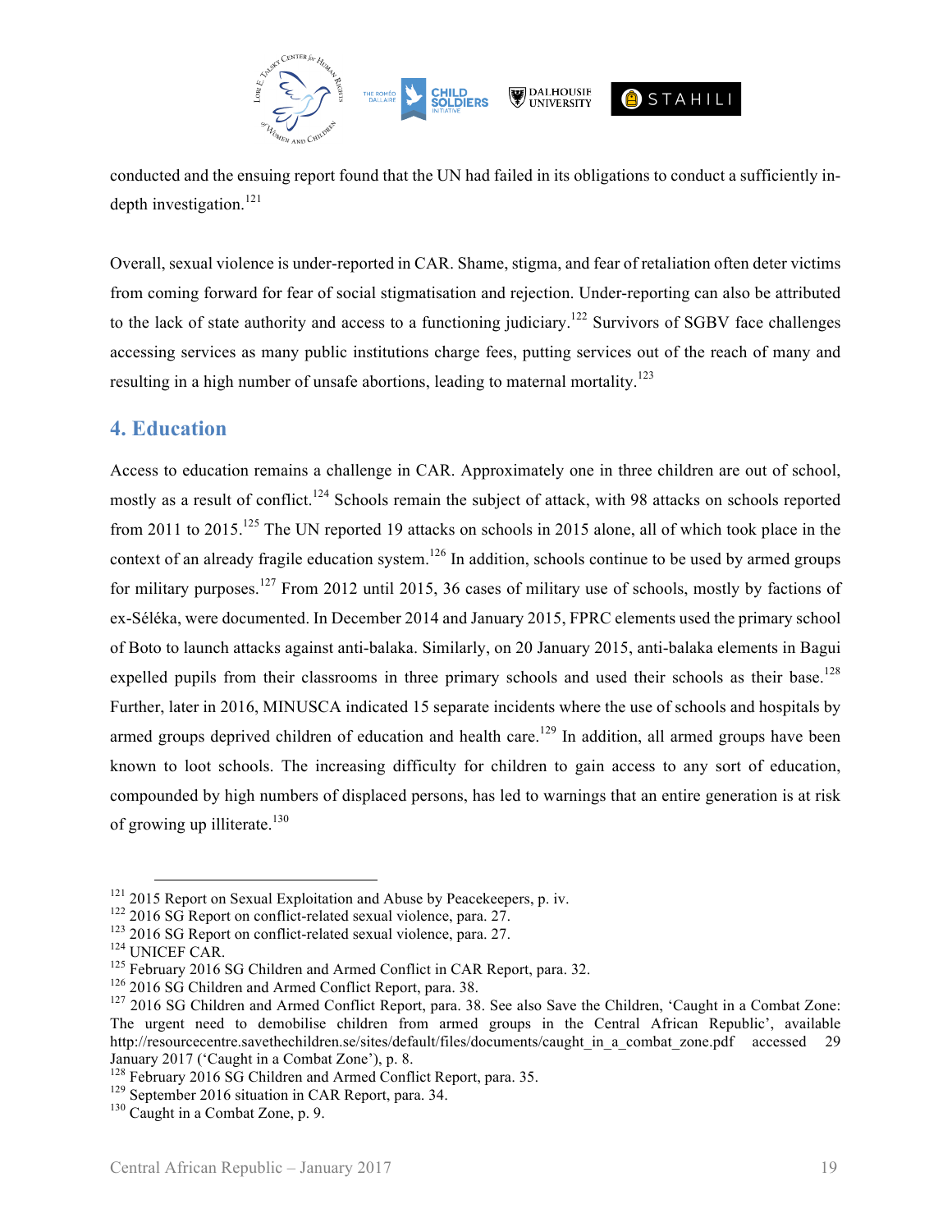conducted and the ensuing report found that the UN had failed in its obligations to conduct a sufficiently in-depth investigation.[121]

Overall, sexual violence is under-reported in CAR. Shame, stigma, and fear of retaliation often deter victims from coming forward for fear of social stigmatisation and rejection. Under-reporting can also be attributed to the lack of state authority and access to a functioning judiciary.[122] Survivors of SGBV face challenges accessing services as many public institutions charge fees, putting services out of the reach of many and resulting in a high number of unsafe abortions, leading to maternal mortality.[123]

## 4. Education

Access to education remains a challenge in CAR. Approximately one in three children are out of school, mostly as a result of conflict.[124] Schools remain the subject of attack, with 98 attacks on schools reported from 2011 to 2015.[125] The UN reported 19 attacks on schools in 2015 alone, all of which took place in the context of an already fragile education system.[126] In addition, schools continue to be used by armed groups for military purposes.[127] From 2012 until 2015, 36 cases of military use of schools, mostly by factions of ex-Séléka, were documented. In December 2014 and January 2015, FPRC elements used the primary school of Boto to launch attacks against anti-balaka. Similarly, on 20 January 2015, anti-balaka elements in Bagui expelled pupils from their classrooms in three primary schools and used their schools as their base.[128] Further, later in 2016, MINUSCA indicated 15 separate incidents where the use of schools and hospitals by armed groups deprived children of education and health care.[129] In addition, all armed groups have been known to loot schools. The increasing difficulty for children to gain access to any sort of education, compounded by high numbers of displaced persons, has led to warnings that an entire generation is at risk of growing up illiterate.[130]

---

[121] 2015 Report on Sexual Exploitation and Abuse by Peacekeepers, p. iv.
[122] 2016 SG Report on conflict-related sexual violence, para. 27.
[123] 2016 SG Report on conflict-related sexual violence, para. 27.
[124] UNICEF CAR.
[125] February 2016 SG Children and Armed Conflict in CAR Report, para. 32.
[126] 2016 SG Children and Armed Conflict Report, para. 38.
[127] 2016 SG Children and Armed Conflict Report, para. 38. See also Save the Children, 'Caught in a Combat Zone: The urgent need to demobilise children from armed groups in the Central African Republic', available http://resourcecentre.savethechildren.se/sites/default/files/documents/caught_in_a_combat_zone.pdf accessed 29 January 2017 ('Caught in a Combat Zone'), p. 8.
[128] February 2016 SG Children and Armed Conflict Report, para. 35.
[129] September 2016 situation in CAR Report, para. 34.
[130] Caught in a Combat Zone, p. 9.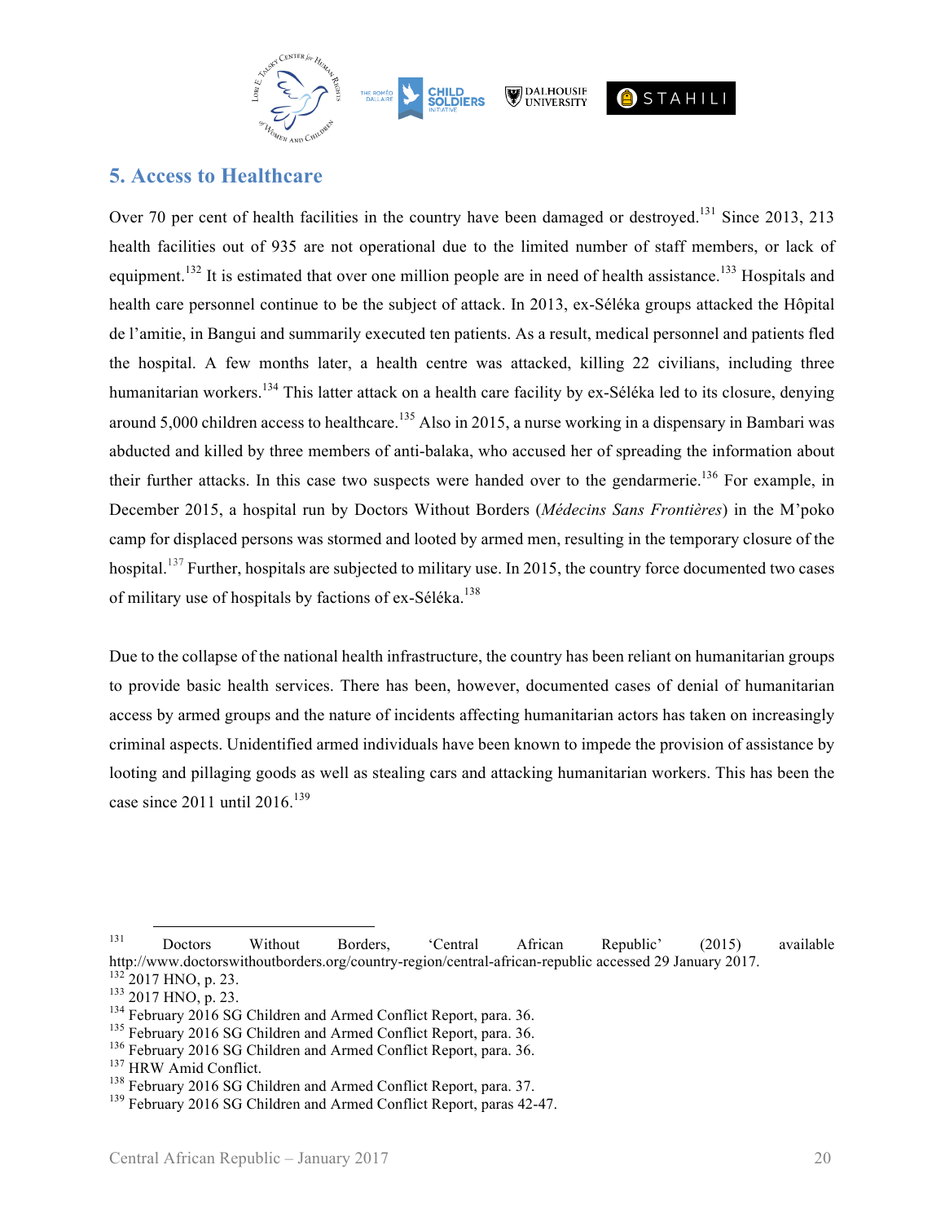## 5. Access to Healthcare

Over 70 per cent of health facilities in the country have been damaged or destroyed.[131] Since 2013, 213 health facilities out of 935 are not operational due to the limited number of staff members, or lack of equipment.[132] It is estimated that over one million people are in need of health assistance.[133] Hospitals and health care personnel continue to be the subject of attack. In 2013, ex-Séléka groups attacked the Hôpital de l'amitie, in Bangui and summarily executed ten patients. As a result, medical personnel and patients fled the hospital. A few months later, a health centre was attacked, killing 22 civilians, including three humanitarian workers.[134] This latter attack on a health care facility by ex-Séléka led to its closure, denying around 5,000 children access to healthcare.[135] Also in 2015, a nurse working in a dispensary in Bambari was abducted and killed by three members of anti-balaka, who accused her of spreading the information about their further attacks. In this case two suspects were handed over to the gendarmerie.[136] For example, in December 2015, a hospital run by Doctors Without Borders (*Médecins Sans Frontières*) in the M'poko camp for displaced persons was stormed and looted by armed men, resulting in the temporary closure of the hospital.[137] Further, hospitals are subjected to military use. In 2015, the country force documented two cases of military use of hospitals by factions of ex-Séléka.[138]

Due to the collapse of the national health infrastructure, the country has been reliant on humanitarian groups to provide basic health services. There has been, however, documented cases of denial of humanitarian access by armed groups and the nature of incidents affecting humanitarian actors has taken on increasingly criminal aspects. Unidentified armed individuals have been known to impede the provision of assistance by looting and pillaging goods as well as stealing cars and attacking humanitarian workers. This has been the case since 2011 until 2016.[139]

---

[131] Doctors Without Borders, 'Central African Republic' (2015) available http://www.doctorswithoutborders.org/country-region/central-african-republic accessed 29 January 2017.
[132] 2017 HNO, p. 23.
[133] 2017 HNO, p. 23.
[134] February 2016 SG Children and Armed Conflict Report, para. 36.
[135] February 2016 SG Children and Armed Conflict Report, para. 36.
[136] February 2016 SG Children and Armed Conflict Report, para. 36.
[137] HRW Amid Conflict.
[138] February 2016 SG Children and Armed Conflict Report, para. 37.
[139] February 2016 SG Children and Armed Conflict Report, paras 42-47.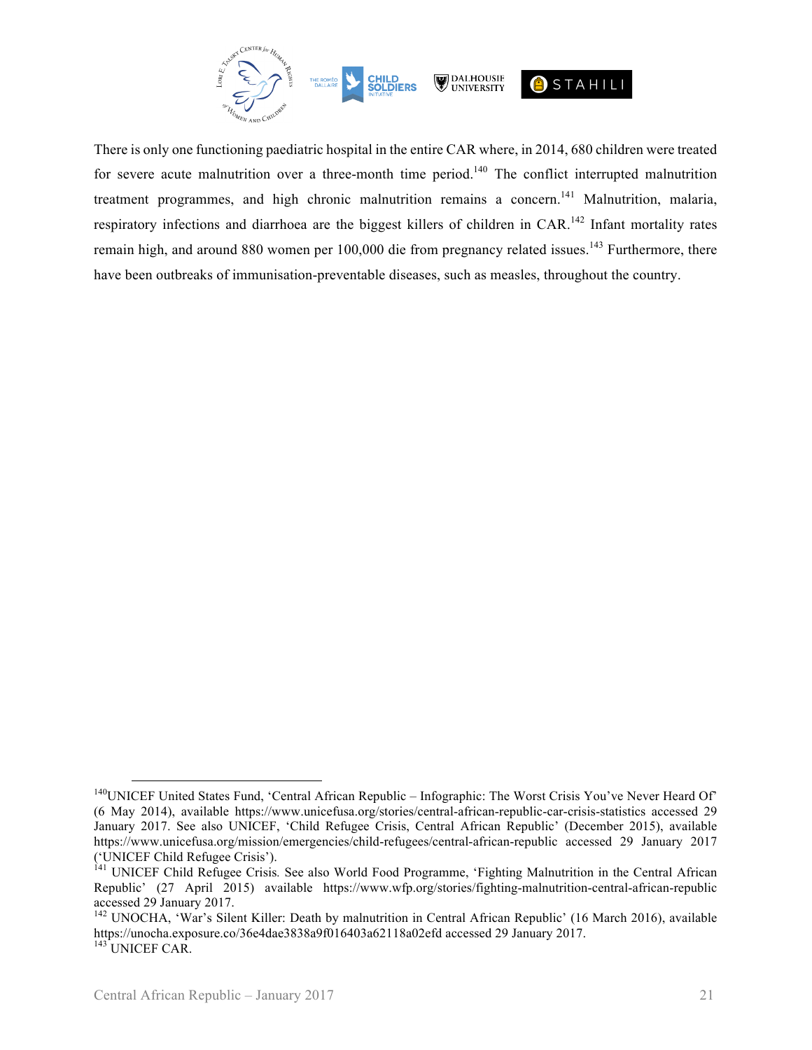There is only one functioning paediatric hospital in the entire CAR where, in 2014, 680 children were treated for severe acute malnutrition over a three-month time period.[140] The conflict interrupted malnutrition treatment programmes, and high chronic malnutrition remains a concern.[141] Malnutrition, malaria, respiratory infections and diarrhoea are the biggest killers of children in CAR.[142] Infant mortality rates remain high, and around 880 women per 100,000 die from pregnancy related issues.[143] Furthermore, there have been outbreaks of immunisation-preventable diseases, such as measles, throughout the country.

---

[140] UNICEF United States Fund, 'Central African Republic – Infographic: The Worst Crisis You've Never Heard Of' (6 May 2014), available https://www.unicefusa.org/stories/central-african-republic-car-crisis-statistics accessed 29 January 2017. See also UNICEF, 'Child Refugee Crisis, Central African Republic' (December 2015), available https://www.unicefusa.org/mission/emergencies/child-refugees/central-african-republic accessed 29 January 2017 ('UNICEF Child Refugee Crisis').

[141] UNICEF Child Refugee Crisis*.* See also World Food Programme, 'Fighting Malnutrition in the Central African Republic' (27 April 2015) available https://www.wfp.org/stories/fighting-malnutrition-central-african-republic accessed 29 January 2017.

[142] UNOCHA, 'War's Silent Killer: Death by malnutrition in Central African Republic' (16 March 2016), available https://unocha.exposure.co/36e4dae3838a9f016403a62118a02efd accessed 29 January 2017.

[143] UNICEF CAR.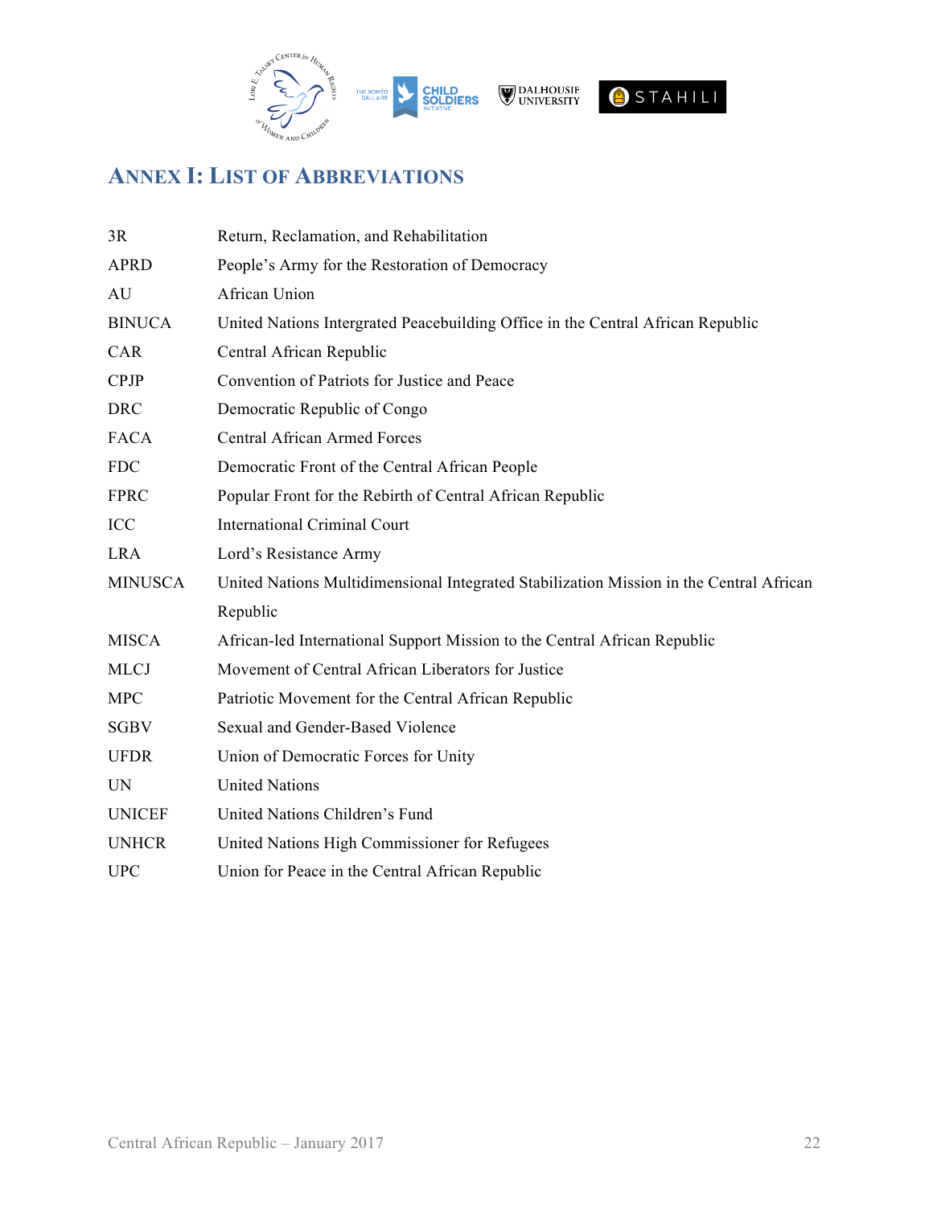## ANNEX I: LIST OF ABBREVIATIONS

| | |
|---|---|
| 3R | Return, Reclamation, and Rehabilitation |
| APRD | People's Army for the Restoration of Democracy |
| AU | African Union |
| BINUCA | United Nations Intergrated Peacebuilding Office in the Central African Republic |
| CAR | Central African Republic |
| CPJP | Convention of Patriots for Justice and Peace |
| DRC | Democratic Republic of Congo |
| FACA | Central African Armed Forces |
| FDC | Democratic Front of the Central African People |
| FPRC | Popular Front for the Rebirth of Central African Republic |
| ICC | International Criminal Court |
| LRA | Lord's Resistance Army |
| MINUSCA | United Nations Multidimensional Integrated Stabilization Mission in the Central African Republic |
| MISCA | African-led International Support Mission to the Central African Republic |
| MLCJ | Movement of Central African Liberators for Justice |
| MPC | Patriotic Movement for the Central African Republic |
| SGBV | Sexual and Gender-Based Violence |
| UFDR | Union of Democratic Forces for Unity |
| UN | United Nations |
| UNICEF | United Nations Children's Fund |
| UNHCR | United Nations High Commissioner for Refugees |
| UPC | Union for Peace in the Central African Republic |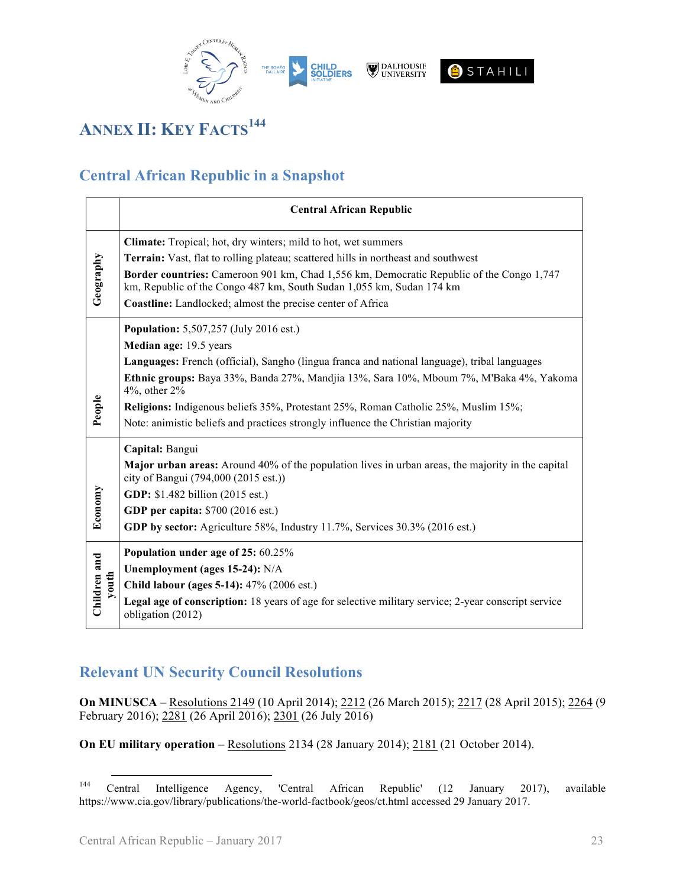# ANNEX II: KEY FACTS[144]

## Central African Republic in a Snapshot

| | Central African Republic |
|---|---|
| Geography | **Climate:** Tropical; hot, dry winters; mild to hot, wet summers<br>**Terrain:** Vast, flat to rolling plateau; scattered hills in northeast and southwest<br>**Border countries:** Cameroon 901 km, Chad 1,556 km, Democratic Republic of the Congo 1,747 km, Republic of the Congo 487 km, South Sudan 1,055 km, Sudan 174 km<br>**Coastline:** Landlocked; almost the precise center of Africa |
| People | **Population:** 5,507,257 (July 2016 est.)<br>**Median age:** 19.5 years<br>**Languages:** French (official), Sangho (lingua franca and national language), tribal languages<br>**Ethnic groups:** Baya 33%, Banda 27%, Mandjia 13%, Sara 10%, Mboum 7%, M'Baka 4%, Yakoma 4%, other 2%<br>**Religions:** Indigenous beliefs 35%, Protestant 25%, Roman Catholic 25%, Muslim 15%;<br>Note: animistic beliefs and practices strongly influence the Christian majority |
| Economy | **Capital:** Bangui<br>**Major urban areas:** Around 40% of the population lives in urban areas, the majority in the capital city of Bangui (794,000 (2015 est.))<br>**GDP:** $1.482 billion (2015 est.)<br>**GDP per capita:** $700 (2016 est.)<br>**GDP by sector:** Agriculture 58%, Industry 11.7%, Services 30.3% (2016 est.) |
| Children and youth | **Population under age of 25:** 60.25%<br>**Unemployment (ages 15-24):** N/A<br>**Child labour (ages 5-14):** 47% (2006 est.)<br>**Legal age of conscription:** 18 years of age for selective military service; 2-year conscript service obligation (2012) |

## Relevant UN Security Council Resolutions

**On MINUSCA** – Resolutions 2149 (10 April 2014); 2212 (26 March 2015); 2217 (28 April 2015); 2264 (9 February 2016); 2281 (26 April 2016); 2301 (26 July 2016)

**On EU military operation** – Resolutions 2134 (28 January 2014); 2181 (21 October 2014).

---

[144] Central Intelligence Agency, 'Central African Republic' (12 January 2017), available https://www.cia.gov/library/publications/the-world-factbook/geos/ct.html accessed 29 January 2017.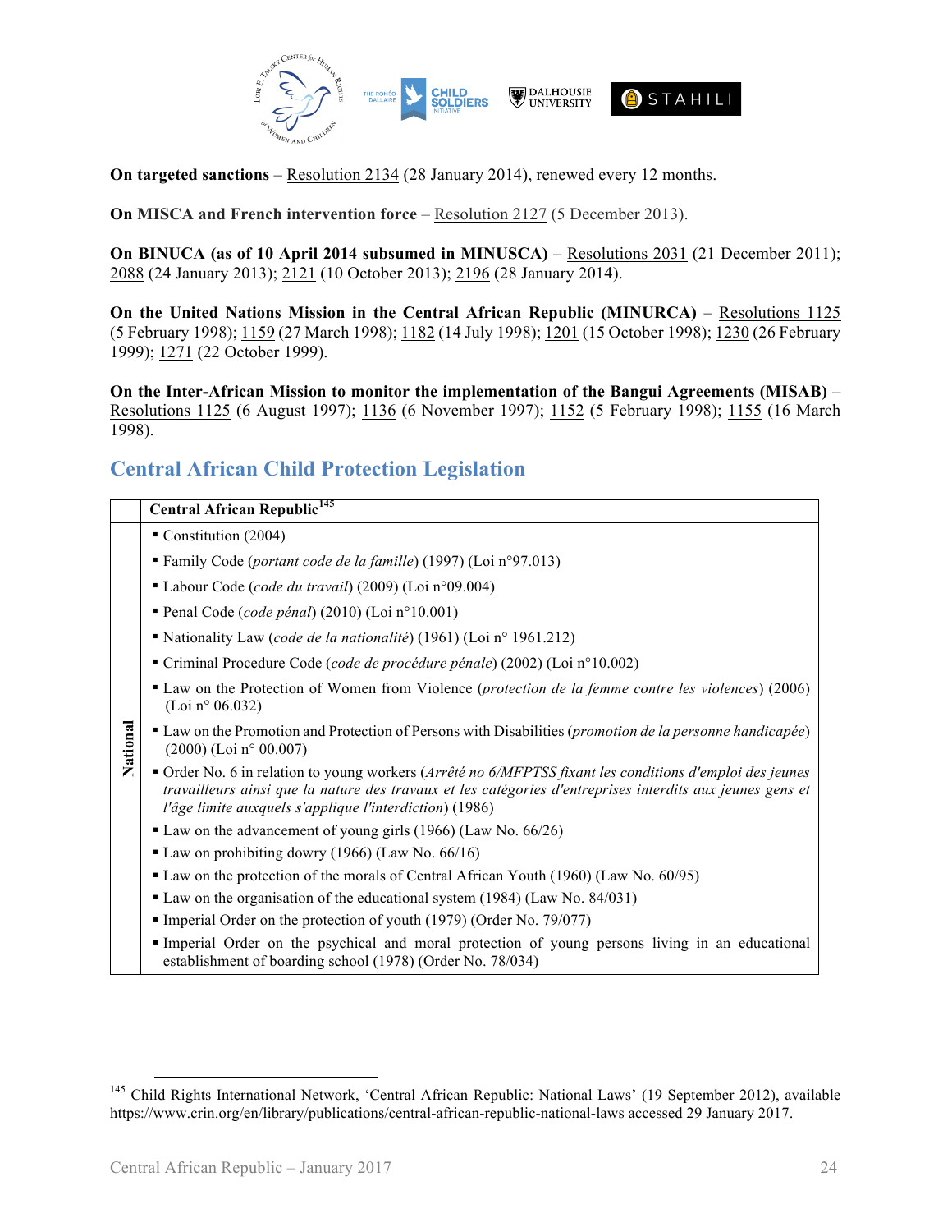**On targeted sanctions** – Resolution 2134 (28 January 2014), renewed every 12 months.

**On MISCA and French intervention force** – Resolution 2127 (5 December 2013).

**On BINUCA (as of 10 April 2014 subsumed in MINUSCA)** – Resolutions 2031 (21 December 2011); 2088 (24 January 2013); 2121 (10 October 2013); 2196 (28 January 2014).

**On the United Nations Mission in the Central African Republic (MINURCA)** – Resolutions 1125 (5 February 1998); 1159 (27 March 1998); 1182 (14 July 1998); 1201 (15 October 1998); 1230 (26 February 1999); 1271 (22 October 1999).

**On the Inter-African Mission to monitor the implementation of the Bangui Agreements (MISAB)** – Resolutions 1125 (6 August 1997); 1136 (6 November 1997); 1152 (5 February 1998); 1155 (16 March 1998).

## Central African Child Protection Legislation

| | **Central African Republic**[145] |
|---|---|
| **National** | ▪ Constitution (2004)<br>▪ Family Code (*portant code de la famille*) (1997) (Loi n°97.013)<br>▪ Labour Code (*code du travail*) (2009) (Loi n°09.004)<br>▪ Penal Code (*code pénal*) (2010) (Loi n°10.001)<br>▪ Nationality Law (*code de la nationalité*) (1961) (Loi n° 1961.212)<br>▪ Criminal Procedure Code (*code de procédure pénale*) (2002) (Loi n°10.002)<br>▪ Law on the Protection of Women from Violence (*protection de la femme contre les violences*) (2006) (Loi n° 06.032)<br>▪ Law on the Promotion and Protection of Persons with Disabilities (*promotion de la personne handicapée*) (2000) (Loi n° 00.007)<br>▪ Order No. 6 in relation to young workers (*Arrêté no 6/MFPTSS fixant les conditions d'emploi des jeunes travailleurs ainsi que la nature des travaux et les catégories d'entreprises interdits aux jeunes gens et l'âge limite auxquels s'applique l'interdiction*) (1986)<br>▪ Law on the advancement of young girls (1966) (Law No. 66/26)<br>▪ Law on prohibiting dowry (1966) (Law No. 66/16)<br>▪ Law on the protection of the morals of Central African Youth (1960) (Law No. 60/95)<br>▪ Law on the organisation of the educational system (1984) (Law No. 84/031)<br>▪ Imperial Order on the protection of youth (1979) (Order No. 79/077)<br>▪ Imperial Order on the psychical and moral protection of young persons living in an educational establishment of boarding school (1978) (Order No. 78/034) |

[145] Child Rights International Network, 'Central African Republic: National Laws' (19 September 2012), available https://www.crin.org/en/library/publications/central-african-republic-national-laws accessed 29 January 2017.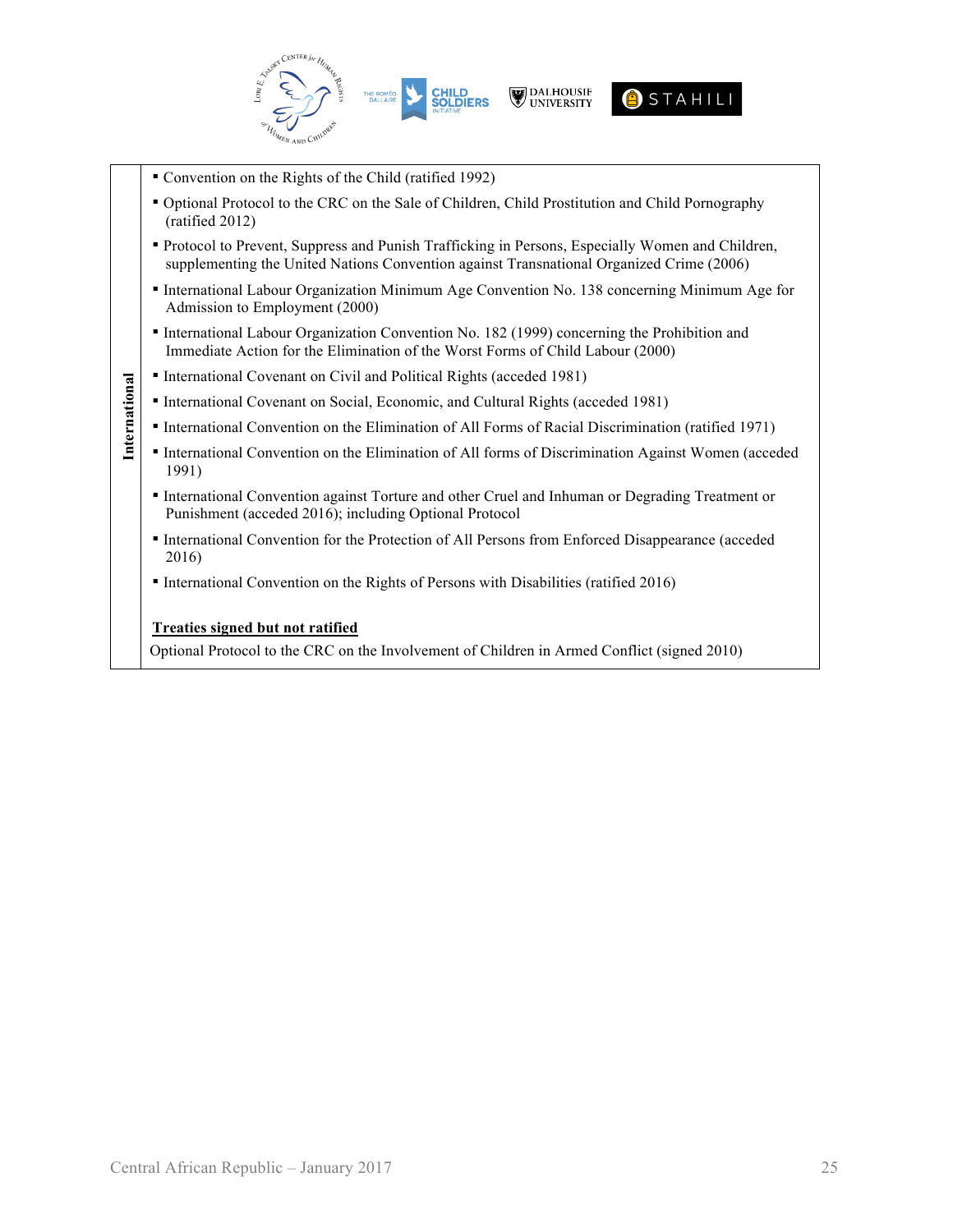| International | |
|---|---|
| | ▪ Convention on the Rights of the Child (ratified 1992)<br>▪ Optional Protocol to the CRC on the Sale of Children, Child Prostitution and Child Pornography (ratified 2012)<br>▪ Protocol to Prevent, Suppress and Punish Trafficking in Persons, Especially Women and Children, supplementing the United Nations Convention against Transnational Organized Crime (2006)<br>▪ International Labour Organization Minimum Age Convention No. 138 concerning Minimum Age for Admission to Employment (2000)<br>▪ International Labour Organization Convention No. 182 (1999) concerning the Prohibition and Immediate Action for the Elimination of the Worst Forms of Child Labour (2000)<br>▪ International Covenant on Civil and Political Rights (acceded 1981)<br>▪ International Covenant on Social, Economic, and Cultural Rights (acceded 1981)<br>▪ International Convention on the Elimination of All Forms of Racial Discrimination (ratified 1971)<br>▪ International Convention on the Elimination of All forms of Discrimination Against Women (acceded 1991)<br>▪ International Convention against Torture and other Cruel and Inhuman or Degrading Treatment or Punishment (acceded 2016); including Optional Protocol<br>▪ International Convention for the Protection of All Persons from Enforced Disappearance (acceded 2016)<br>▪ International Convention on the Rights of Persons with Disabilities (ratified 2016)<br><br>**Treaties signed but not ratified**<br>Optional Protocol to the CRC on the Involvement of Children in Armed Conflict (signed 2010) |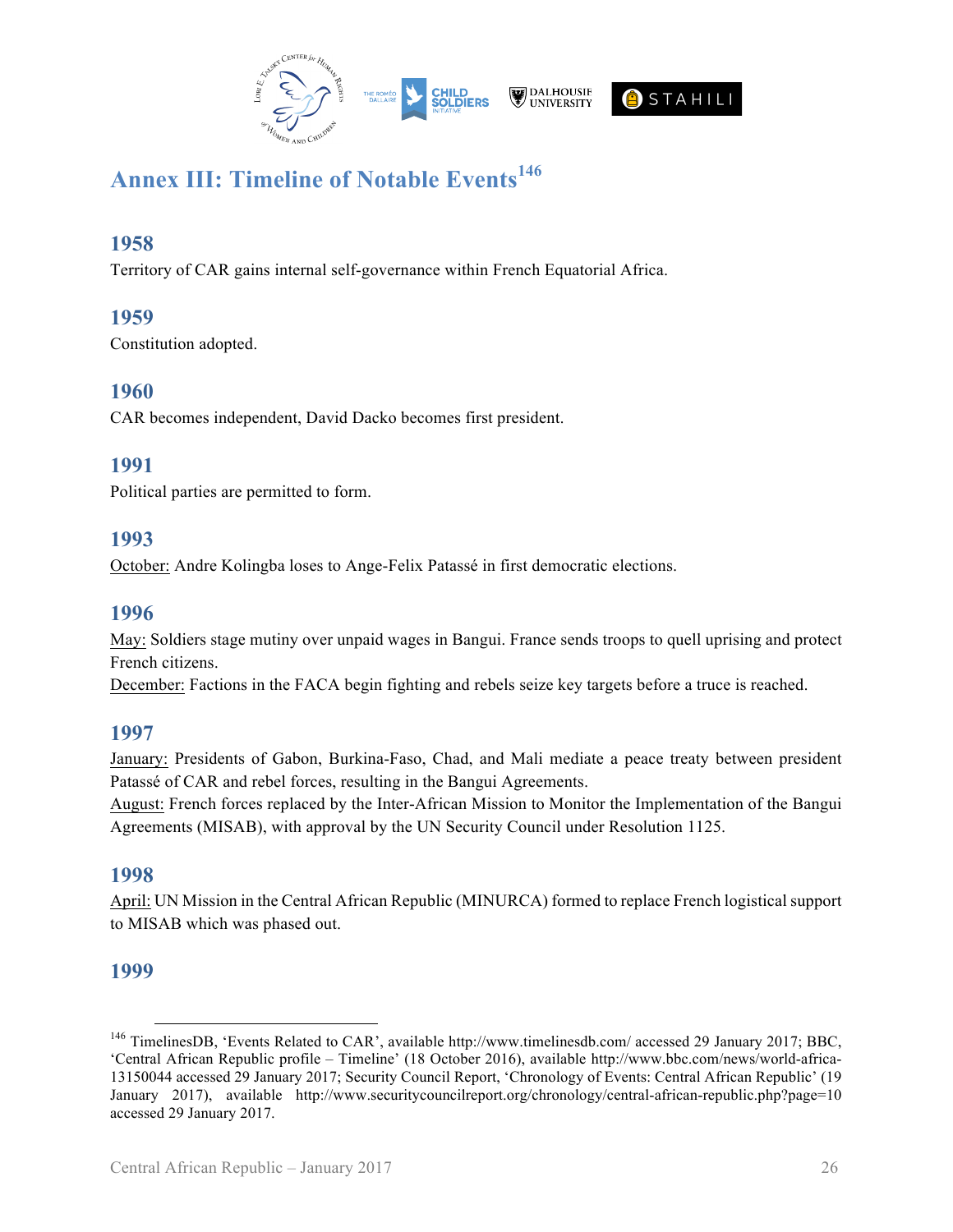## Annex III: Timeline of Notable Events[146]

### 1958

Territory of CAR gains internal self-governance within French Equatorial Africa.

### 1959

Constitution adopted.

### 1960

CAR becomes independent, David Dacko becomes first president.

### 1991

Political parties are permitted to form.

### 1993

October: Andre Kolingba loses to Ange-Felix Patassé in first democratic elections.

### 1996

May: Soldiers stage mutiny over unpaid wages in Bangui. France sends troops to quell uprising and protect French citizens.

December: Factions in the FACA begin fighting and rebels seize key targets before a truce is reached.

### 1997

January: Presidents of Gabon, Burkina-Faso, Chad, and Mali mediate a peace treaty between president Patassé of CAR and rebel forces, resulting in the Bangui Agreements.

August: French forces replaced by the Inter-African Mission to Monitor the Implementation of the Bangui Agreements (MISAB), with approval by the UN Security Council under Resolution 1125.

### 1998

April: UN Mission in the Central African Republic (MINURCA) formed to replace French logistical support to MISAB which was phased out.

### 1999

---

[146] TimelinesDB, 'Events Related to CAR', available http://www.timelinesdb.com/ accessed 29 January 2017; BBC, 'Central African Republic profile – Timeline' (18 October 2016), available http://www.bbc.com/news/world-africa-13150044 accessed 29 January 2017; Security Council Report, 'Chronology of Events: Central African Republic' (19 January 2017), available http://www.securitycouncilreport.org/chronology/central-african-republic.php?page=10 accessed 29 January 2017.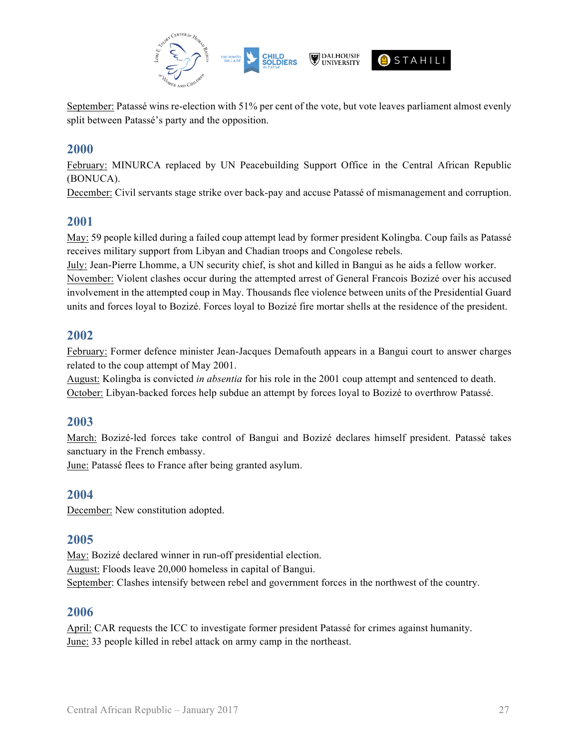September: Patassé wins re-election with 51% per cent of the vote, but vote leaves parliament almost evenly split between Patassé's party and the opposition.

## 2000

February: MINURCA replaced by UN Peacebuilding Support Office in the Central African Republic (BONUCA).
December: Civil servants stage strike over back-pay and accuse Patassé of mismanagement and corruption.

## 2001

May: 59 people killed during a failed coup attempt lead by former president Kolingba. Coup fails as Patassé receives military support from Libyan and Chadian troops and Congolese rebels.
July: Jean-Pierre Lhomme, a UN security chief, is shot and killed in Bangui as he aids a fellow worker.
November: Violent clashes occur during the attempted arrest of General Francois Bozizé over his accused involvement in the attempted coup in May. Thousands flee violence between units of the Presidential Guard units and forces loyal to Bozizé. Forces loyal to Bozizé fire mortar shells at the residence of the president.

## 2002

February: Former defence minister Jean-Jacques Demafouth appears in a Bangui court to answer charges related to the coup attempt of May 2001.
August: Kolingba is convicted *in absentia* for his role in the 2001 coup attempt and sentenced to death.
October: Libyan-backed forces help subdue an attempt by forces loyal to Bozizé to overthrow Patassé.

## 2003

March: Bozizé-led forces take control of Bangui and Bozizé declares himself president. Patassé takes sanctuary in the French embassy.
June: Patassé flees to France after being granted asylum.

## 2004

December: New constitution adopted.

## 2005

May: Bozizé declared winner in run-off presidential election.
August: Floods leave 20,000 homeless in capital of Bangui.
September: Clashes intensify between rebel and government forces in the northwest of the country.

## 2006

April: CAR requests the ICC to investigate former president Patassé for crimes against humanity.
June: 33 people killed in rebel attack on army camp in the northeast.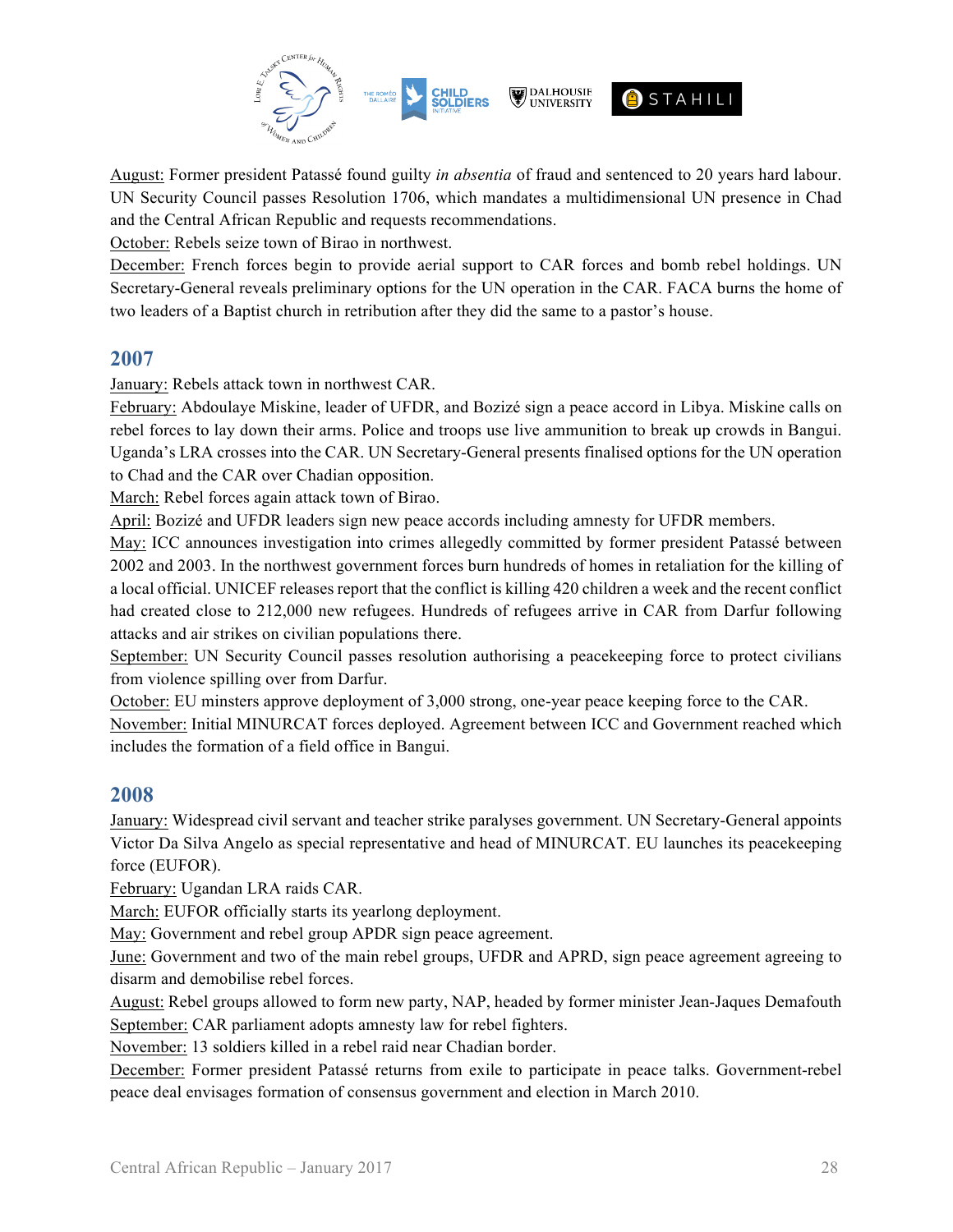August: Former president Patassé found guilty *in absentia* of fraud and sentenced to 20 years hard labour. UN Security Council passes Resolution 1706, which mandates a multidimensional UN presence in Chad and the Central African Republic and requests recommendations.
October: Rebels seize town of Birao in northwest.
December: French forces begin to provide aerial support to CAR forces and bomb rebel holdings. UN Secretary-General reveals preliminary options for the UN operation in the CAR. FACA burns the home of two leaders of a Baptist church in retribution after they did the same to a pastor's house.

## 2007

January: Rebels attack town in northwest CAR.
February: Abdoulaye Miskine, leader of UFDR, and Bozizé sign a peace accord in Libya. Miskine calls on rebel forces to lay down their arms. Police and troops use live ammunition to break up crowds in Bangui. Uganda's LRA crosses into the CAR. UN Secretary-General presents finalised options for the UN operation to Chad and the CAR over Chadian opposition.
March: Rebel forces again attack town of Birao.
April: Bozizé and UFDR leaders sign new peace accords including amnesty for UFDR members.
May: ICC announces investigation into crimes allegedly committed by former president Patassé between 2002 and 2003. In the northwest government forces burn hundreds of homes in retaliation for the killing of a local official. UNICEF releases report that the conflict is killing 420 children a week and the recent conflict had created close to 212,000 new refugees. Hundreds of refugees arrive in CAR from Darfur following attacks and air strikes on civilian populations there.
September: UN Security Council passes resolution authorising a peacekeeping force to protect civilians from violence spilling over from Darfur.
October: EU minsters approve deployment of 3,000 strong, one-year peace keeping force to the CAR.
November: Initial MINURCAT forces deployed. Agreement between ICC and Government reached which includes the formation of a field office in Bangui.

## 2008

January: Widespread civil servant and teacher strike paralyses government. UN Secretary-General appoints Victor Da Silva Angelo as special representative and head of MINURCAT. EU launches its peacekeeping force (EUFOR).
February: Ugandan LRA raids CAR.
March: EUFOR officially starts its yearlong deployment.
May: Government and rebel group APDR sign peace agreement.
June: Government and two of the main rebel groups, UFDR and APRD, sign peace agreement agreeing to disarm and demobilise rebel forces.
August: Rebel groups allowed to form new party, NAP, headed by former minister Jean-Jaques Demafouth
September: CAR parliament adopts amnesty law for rebel fighters.
November: 13 soldiers killed in a rebel raid near Chadian border.
December: Former president Patassé returns from exile to participate in peace talks. Government-rebel peace deal envisages formation of consensus government and election in March 2010.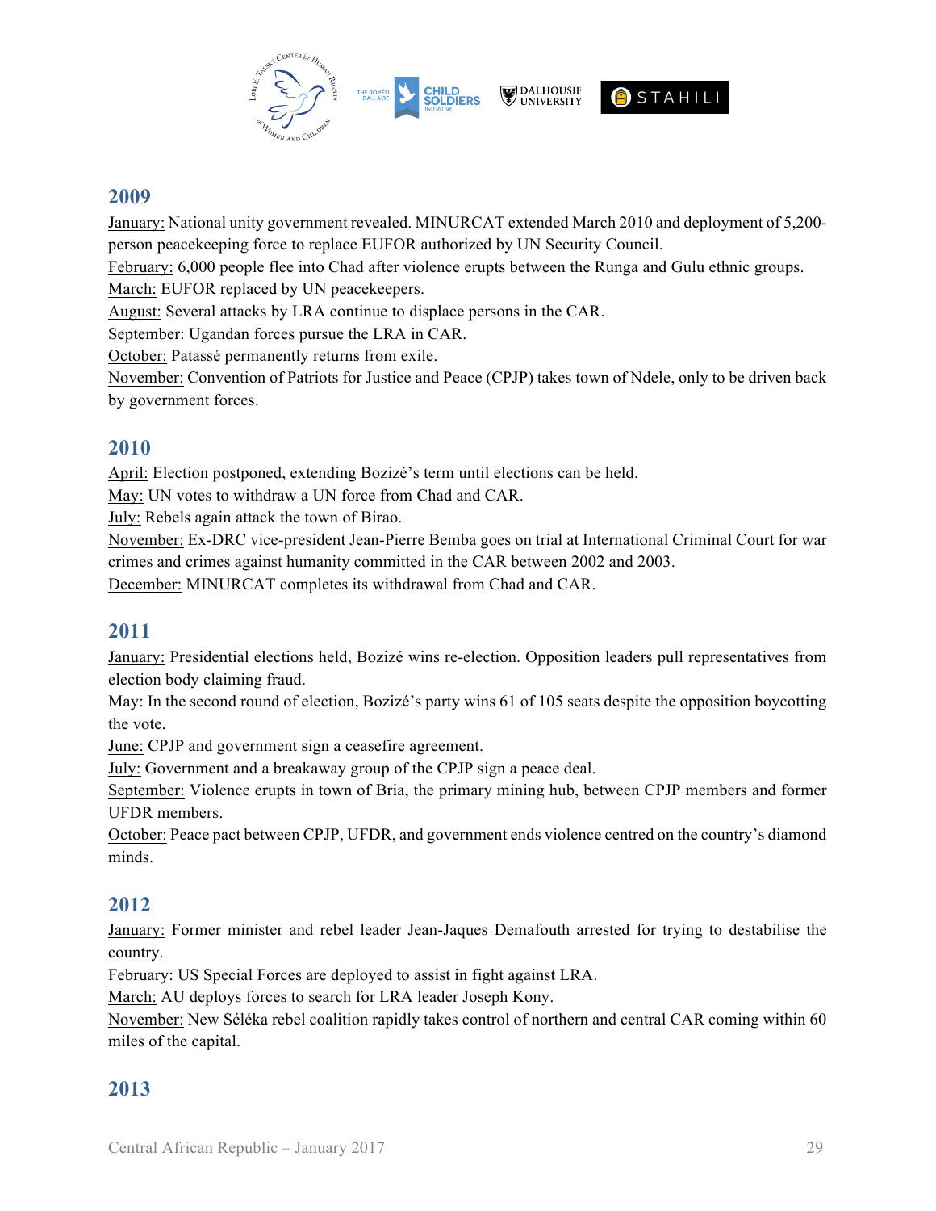## 2009

January: National unity government revealed. MINURCAT extended March 2010 and deployment of 5,200-person peacekeeping force to replace EUFOR authorized by UN Security Council.
February: 6,000 people flee into Chad after violence erupts between the Runga and Gulu ethnic groups.
March: EUFOR replaced by UN peacekeepers.
August: Several attacks by LRA continue to displace persons in the CAR.
September: Ugandan forces pursue the LRA in CAR.
October: Patassé permanently returns from exile.
November: Convention of Patriots for Justice and Peace (CPJP) takes town of Ndele, only to be driven back by government forces.

## 2010

April: Election postponed, extending Bozizé's term until elections can be held.
May: UN votes to withdraw a UN force from Chad and CAR.
July: Rebels again attack the town of Birao.
November: Ex-DRC vice-president Jean-Pierre Bemba goes on trial at International Criminal Court for war crimes and crimes against humanity committed in the CAR between 2002 and 2003.
December: MINURCAT completes its withdrawal from Chad and CAR.

## 2011

January: Presidential elections held, Bozizé wins re-election. Opposition leaders pull representatives from election body claiming fraud.
May: In the second round of election, Bozizé's party wins 61 of 105 seats despite the opposition boycotting the vote.
June: CPJP and government sign a ceasefire agreement.
July: Government and a breakaway group of the CPJP sign a peace deal.
September: Violence erupts in town of Bria, the primary mining hub, between CPJP members and former UFDR members.
October: Peace pact between CPJP, UFDR, and government ends violence centred on the country's diamond minds.

## 2012

January: Former minister and rebel leader Jean-Jaques Demafouth arrested for trying to destabilise the country.
February: US Special Forces are deployed to assist in fight against LRA.
March: AU deploys forces to search for LRA leader Joseph Kony.
November: New Séléka rebel coalition rapidly takes control of northern and central CAR coming within 60 miles of the capital.

## 2013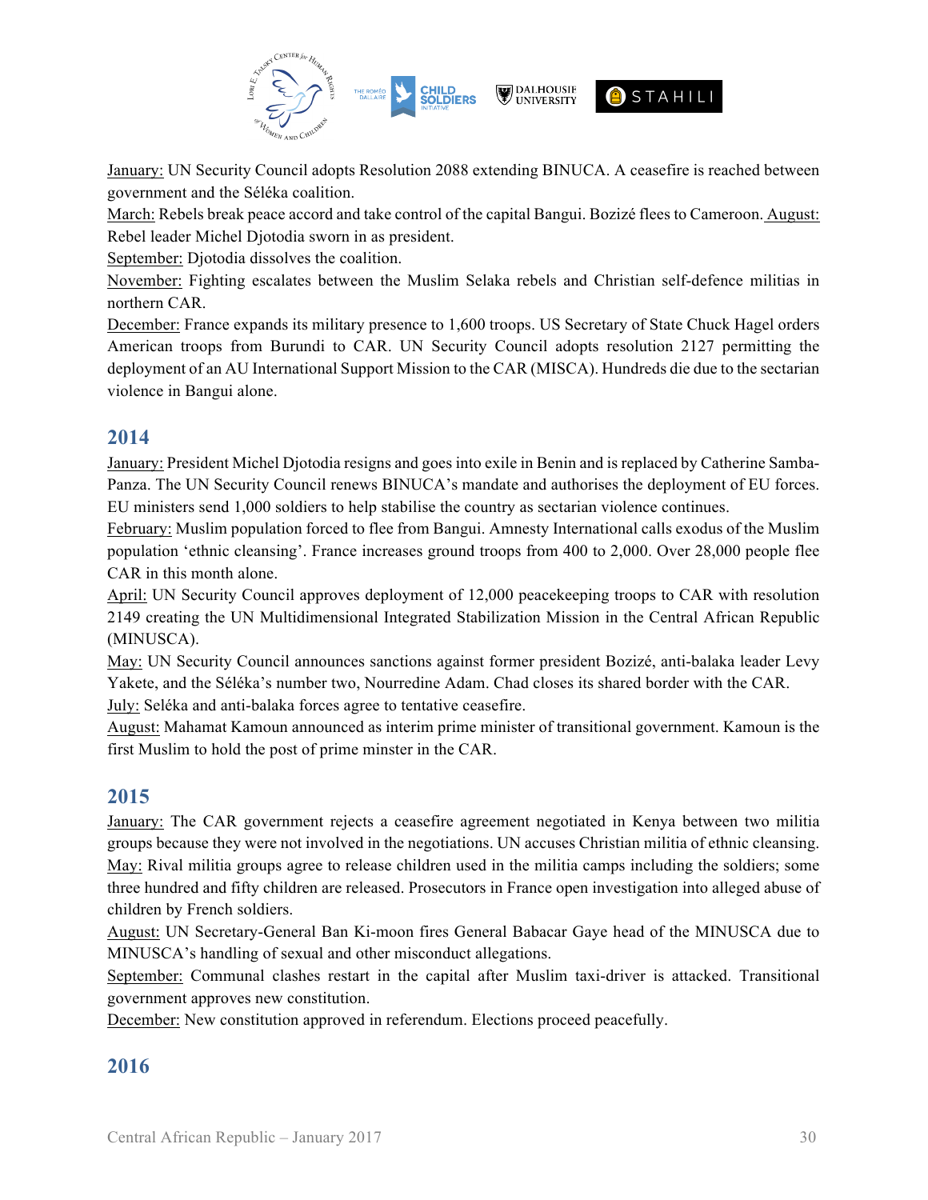January: UN Security Council adopts Resolution 2088 extending BINUCA. A ceasefire is reached between government and the Séléka coalition.

March: Rebels break peace accord and take control of the capital Bangui. Bozizé flees to Cameroon. August: Rebel leader Michel Djotodia sworn in as president.

September: Djotodia dissolves the coalition.

November: Fighting escalates between the Muslim Selaka rebels and Christian self-defence militias in northern CAR.

December: France expands its military presence to 1,600 troops. US Secretary of State Chuck Hagel orders American troops from Burundi to CAR. UN Security Council adopts resolution 2127 permitting the deployment of an AU International Support Mission to the CAR (MISCA). Hundreds die due to the sectarian violence in Bangui alone.

## 2014

January: President Michel Djotodia resigns and goes into exile in Benin and is replaced by Catherine Samba-Panza. The UN Security Council renews BINUCA's mandate and authorises the deployment of EU forces. EU ministers send 1,000 soldiers to help stabilise the country as sectarian violence continues.

February: Muslim population forced to flee from Bangui. Amnesty International calls exodus of the Muslim population 'ethnic cleansing'. France increases ground troops from 400 to 2,000. Over 28,000 people flee CAR in this month alone.

April: UN Security Council approves deployment of 12,000 peacekeeping troops to CAR with resolution 2149 creating the UN Multidimensional Integrated Stabilization Mission in the Central African Republic (MINUSCA).

May: UN Security Council announces sanctions against former president Bozizé, anti-balaka leader Levy Yakete, and the Séléka's number two, Nourredine Adam. Chad closes its shared border with the CAR.

July: Seléka and anti-balaka forces agree to tentative ceasefire.

August: Mahamat Kamoun announced as interim prime minister of transitional government. Kamoun is the first Muslim to hold the post of prime minster in the CAR.

## 2015

January: The CAR government rejects a ceasefire agreement negotiated in Kenya between two militia groups because they were not involved in the negotiations. UN accuses Christian militia of ethnic cleansing.

May: Rival militia groups agree to release children used in the militia camps including the soldiers; some three hundred and fifty children are released. Prosecutors in France open investigation into alleged abuse of children by French soldiers.

August: UN Secretary-General Ban Ki-moon fires General Babacar Gaye head of the MINUSCA due to MINUSCA's handling of sexual and other misconduct allegations.

September: Communal clashes restart in the capital after Muslim taxi-driver is attacked. Transitional government approves new constitution.

December: New constitution approved in referendum. Elections proceed peacefully.

## 2016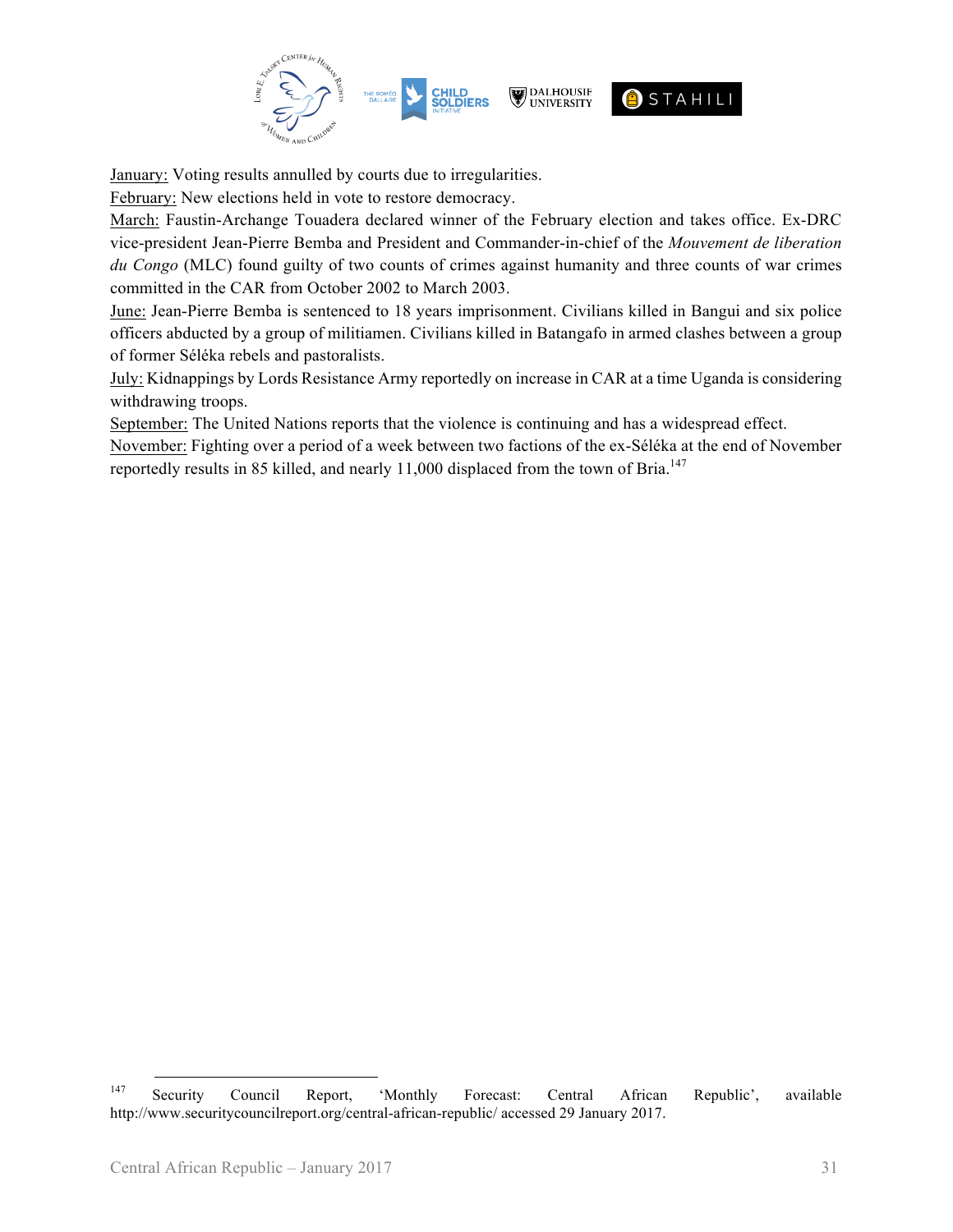January: Voting results annulled by courts due to irregularities.

February: New elections held in vote to restore democracy.

March: Faustin-Archange Touadera declared winner of the February election and takes office. Ex-DRC vice-president Jean-Pierre Bemba and President and Commander-in-chief of the *Mouvement de liberation du Congo* (MLC) found guilty of two counts of crimes against humanity and three counts of war crimes committed in the CAR from October 2002 to March 2003.

June: Jean-Pierre Bemba is sentenced to 18 years imprisonment. Civilians killed in Bangui and six police officers abducted by a group of militiamen. Civilians killed in Batangafo in armed clashes between a group of former Séléka rebels and pastoralists.

July: Kidnappings by Lords Resistance Army reportedly on increase in CAR at a time Uganda is considering withdrawing troops.

September: The United Nations reports that the violence is continuing and has a widespread effect.

November: Fighting over a period of a week between two factions of the ex-Séléka at the end of November reportedly results in 85 killed, and nearly 11,000 displaced from the town of Bria.[147]

---

[147] Security Council Report, 'Monthly Forecast: Central African Republic', available http://www.securitycouncilreport.org/central-african-republic/ accessed 29 January 2017.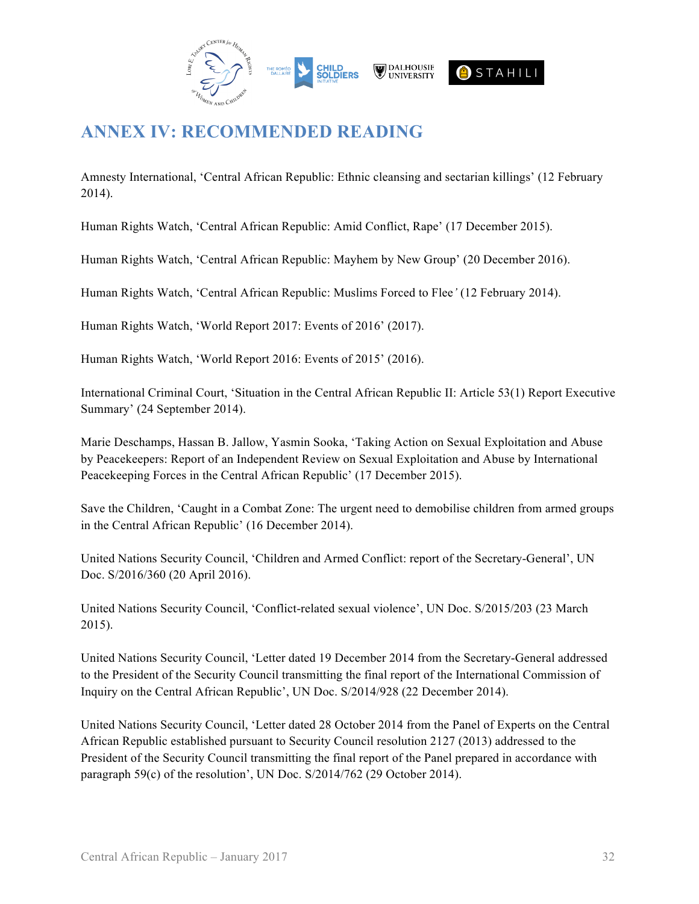# ANNEX IV: RECOMMENDED READING

Amnesty International, 'Central African Republic: Ethnic cleansing and sectarian killings' (12 February 2014).

Human Rights Watch, 'Central African Republic: Amid Conflict, Rape' (17 December 2015).

Human Rights Watch, 'Central African Republic: Mayhem by New Group' (20 December 2016).

Human Rights Watch, 'Central African Republic: Muslims Forced to Flee' (12 February 2014).

Human Rights Watch, 'World Report 2017: Events of 2016' (2017).

Human Rights Watch, 'World Report 2016: Events of 2015' (2016).

International Criminal Court, 'Situation in the Central African Republic II: Article 53(1) Report Executive Summary' (24 September 2014).

Marie Deschamps, Hassan B. Jallow, Yasmin Sooka, 'Taking Action on Sexual Exploitation and Abuse by Peacekeepers: Report of an Independent Review on Sexual Exploitation and Abuse by International Peacekeeping Forces in the Central African Republic' (17 December 2015).

Save the Children, 'Caught in a Combat Zone: The urgent need to demobilise children from armed groups in the Central African Republic' (16 December 2014).

United Nations Security Council, 'Children and Armed Conflict: report of the Secretary-General', UN Doc. S/2016/360 (20 April 2016).

United Nations Security Council, 'Conflict-related sexual violence', UN Doc. S/2015/203 (23 March 2015).

United Nations Security Council, 'Letter dated 19 December 2014 from the Secretary-General addressed to the President of the Security Council transmitting the final report of the International Commission of Inquiry on the Central African Republic', UN Doc. S/2014/928 (22 December 2014).

United Nations Security Council, 'Letter dated 28 October 2014 from the Panel of Experts on the Central African Republic established pursuant to Security Council resolution 2127 (2013) addressed to the President of the Security Council transmitting the final report of the Panel prepared in accordance with paragraph 59(c) of the resolution', UN Doc. S/2014/762 (29 October 2014).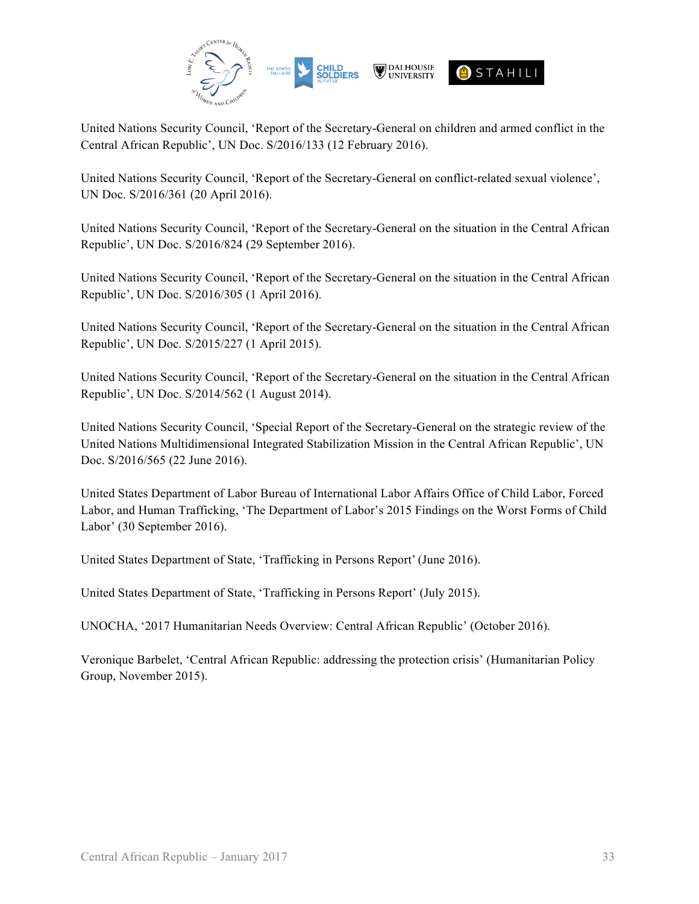United Nations Security Council, ‘Report of the Secretary-General on children and armed conflict in the Central African Republic’, UN Doc. S/2016/133 (12 February 2016).

United Nations Security Council, ‘Report of the Secretary-General on conflict-related sexual violence’, UN Doc. S/2016/361 (20 April 2016).

United Nations Security Council, ‘Report of the Secretary-General on the situation in the Central African Republic’, UN Doc. S/2016/824 (29 September 2016).

United Nations Security Council, ‘Report of the Secretary-General on the situation in the Central African Republic’, UN Doc. S/2016/305 (1 April 2016).

United Nations Security Council, ‘Report of the Secretary-General on the situation in the Central African Republic’, UN Doc. S/2015/227 (1 April 2015).

United Nations Security Council, ‘Report of the Secretary-General on the situation in the Central African Republic’, UN Doc. S/2014/562 (1 August 2014).

United Nations Security Council, ‘Special Report of the Secretary-General on the strategic review of the United Nations Multidimensional Integrated Stabilization Mission in the Central African Republic’, UN Doc. S/2016/565 (22 June 2016).

United States Department of Labor Bureau of International Labor Affairs Office of Child Labor, Forced Labor, and Human Trafficking, ‘The Department of Labor’s 2015 Findings on the Worst Forms of Child Labor’ (30 September 2016).

United States Department of State, ‘Trafficking in Persons Report’ (June 2016).

United States Department of State, ‘Trafficking in Persons Report’ (July 2015).

UNOCHA, ‘2017 Humanitarian Needs Overview: Central African Republic’ (October 2016).

Veronique Barbelet, ‘Central African Republic: addressing the protection crisis’ (Humanitarian Policy Group, November 2015).